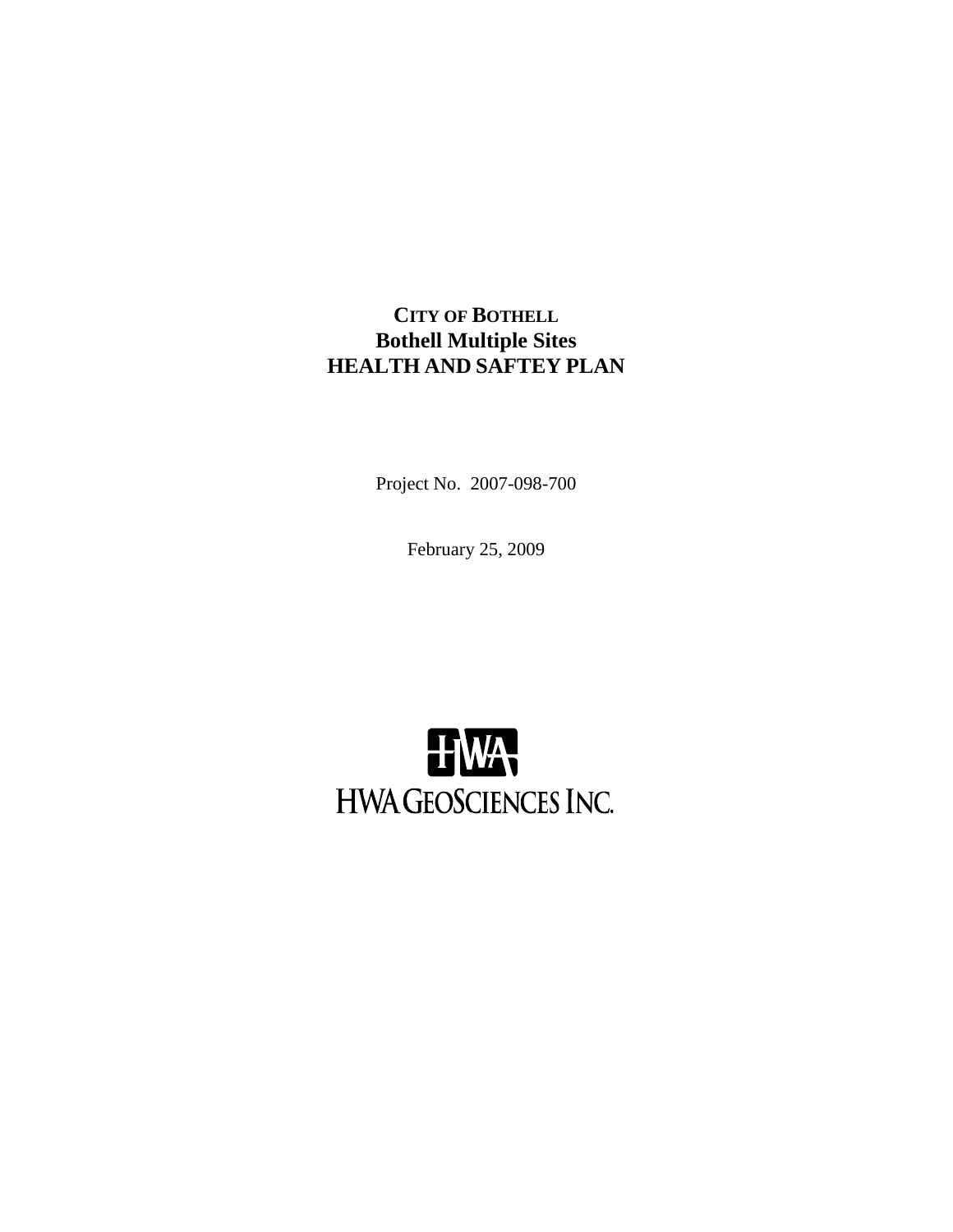# CITY OF BOTHELL
# Bothell Multiple Sites
# HEALTH AND SAFTEY PLAN

Project No. 2007-098-700

February 25, 2009

HWA GEOSCIENCES INC.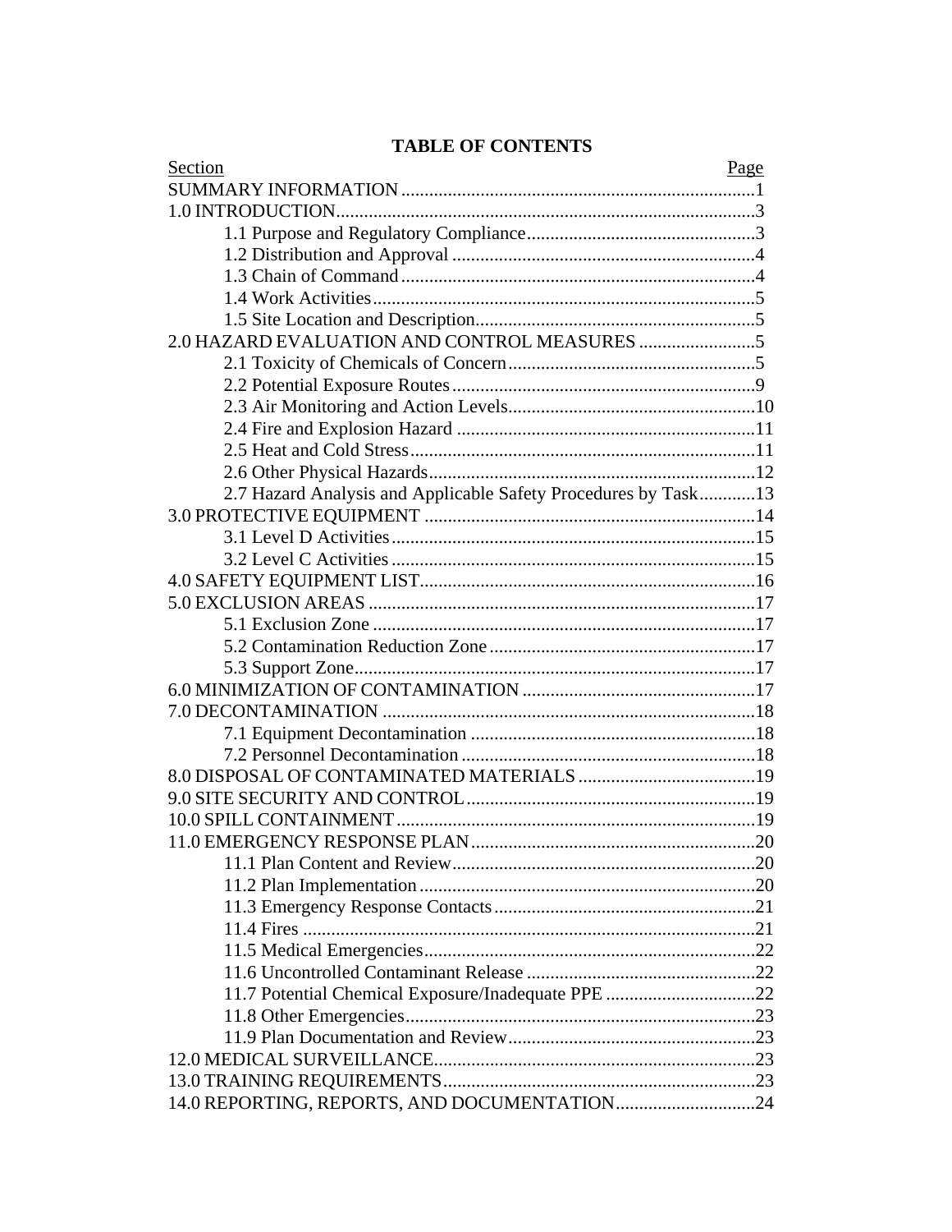# TABLE OF CONTENTS

| Section | Page |
| --- | --- |
| SUMMARY INFORMATION | 1 |
| 1.0 INTRODUCTION | 3 |
| 1.1 Purpose and Regulatory Compliance | 3 |
| 1.2 Distribution and Approval | 4 |
| 1.3 Chain of Command | 4 |
| 1.4 Work Activities | 5 |
| 1.5 Site Location and Description | 5 |
| 2.0 HAZARD EVALUATION AND CONTROL MEASURES | 5 |
| 2.1 Toxicity of Chemicals of Concern | 5 |
| 2.2 Potential Exposure Routes | 9 |
| 2.3 Air Monitoring and Action Levels | 10 |
| 2.4 Fire and Explosion Hazard | 11 |
| 2.5 Heat and Cold Stress | 11 |
| 2.6 Other Physical Hazards | 12 |
| 2.7 Hazard Analysis and Applicable Safety Procedures by Task | 13 |
| 3.0 PROTECTIVE EQUIPMENT | 14 |
| 3.1 Level D Activities | 15 |
| 3.2 Level C Activities | 15 |
| 4.0 SAFETY EQUIPMENT LIST | 16 |
| 5.0 EXCLUSION AREAS | 17 |
| 5.1 Exclusion Zone | 17 |
| 5.2 Contamination Reduction Zone | 17 |
| 5.3 Support Zone | 17 |
| 6.0 MINIMIZATION OF CONTAMINATION | 17 |
| 7.0 DECONTAMINATION | 18 |
| 7.1 Equipment Decontamination | 18 |
| 7.2 Personnel Decontamination | 18 |
| 8.0 DISPOSAL OF CONTAMINATED MATERIALS | 19 |
| 9.0 SITE SECURITY AND CONTROL | 19 |
| 10.0 SPILL CONTAINMENT | 19 |
| 11.0 EMERGENCY RESPONSE PLAN | 20 |
| 11.1 Plan Content and Review | 20 |
| 11.2 Plan Implementation | 20 |
| 11.3 Emergency Response Contacts | 21 |
| 11.4 Fires | 21 |
| 11.5 Medical Emergencies | 22 |
| 11.6 Uncontrolled Contaminant Release | 22 |
| 11.7 Potential Chemical Exposure/Inadequate PPE | 22 |
| 11.8 Other Emergencies | 23 |
| 11.9 Plan Documentation and Review | 23 |
| 12.0 MEDICAL SURVEILLANCE | 23 |
| 13.0 TRAINING REQUIREMENTS | 23 |
| 14.0 REPORTING, REPORTS, AND DOCUMENTATION | 24 |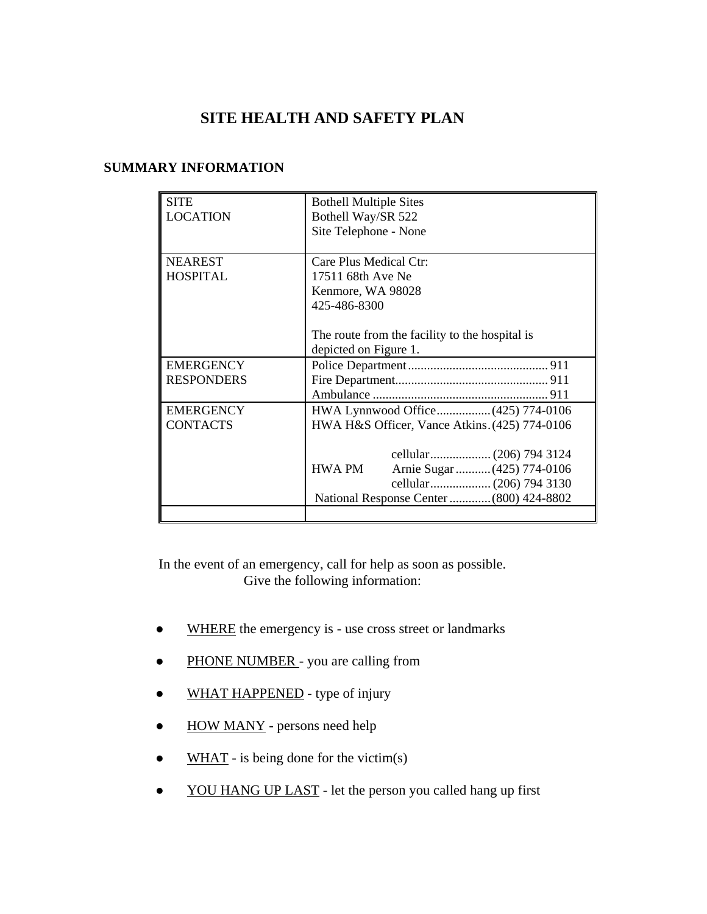# SITE HEALTH AND SAFETY PLAN

## SUMMARY INFORMATION

| | |
|---|---|
| SITE LOCATION | Bothell Multiple Sites<br>Bothell Way/SR 522<br>Site Telephone - None |
| NEAREST HOSPITAL | Care Plus Medical Ctr:<br>17511 68th Ave Ne<br>Kenmore, WA 98028<br>425-486-8300<br><br>The route from the facility to the hospital is depicted on Figure 1. |
| EMERGENCY RESPONDERS | Police Department............................................ 911<br>Fire Department................................................ 911<br>Ambulance ....................................................... 911 |
| EMERGENCY CONTACTS | HWA Lynnwood Office................ (425) 774-0106<br>HWA H&S Officer, Vance Atkins. (425) 774-0106<br><br>cellular.................. (206) 794 3124<br>HWA PM Arnie Sugar........... (425) 774-0106<br>cellular.................. (206) 794 3130<br>National Response Center............ (800) 424-8802 |
| | |

In the event of an emergency, call for help as soon as possible.
Give the following information:

- WHERE the emergency is - use cross street or landmarks
- PHONE NUMBER - you are calling from
- WHAT HAPPENED - type of injury
- HOW MANY - persons need help
- WHAT - is being done for the victim(s)
- YOU HANG UP LAST - let the person you called hang up first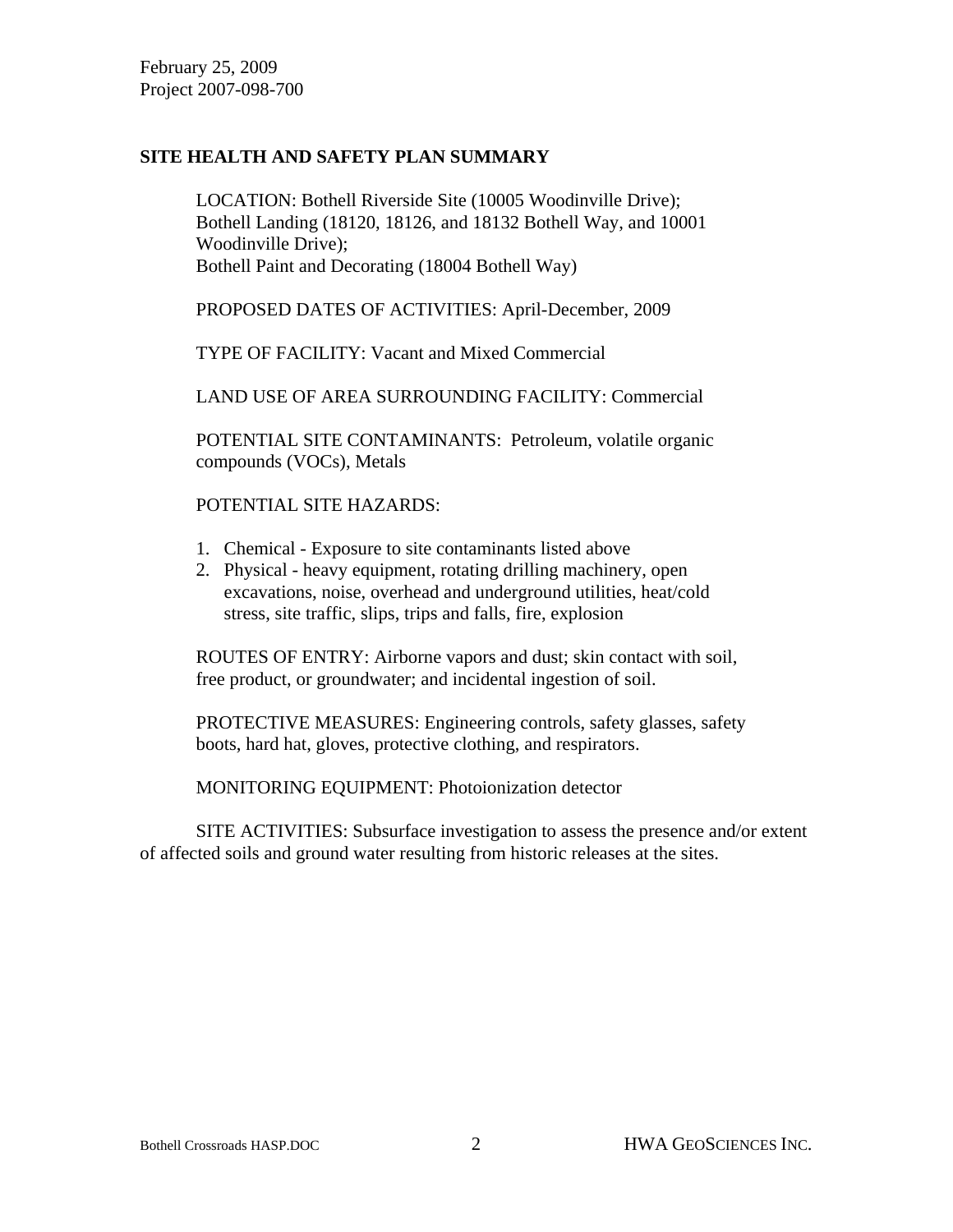February 25, 2009
Project 2007-098-700

**SITE HEALTH AND SAFETY PLAN SUMMARY**

LOCATION: Bothell Riverside Site (10005 Woodinville Drive); Bothell Landing (18120, 18126, and 18132 Bothell Way, and 10001 Woodinville Drive);
Bothell Paint and Decorating (18004 Bothell Way)

PROPOSED DATES OF ACTIVITIES: April-December, 2009

TYPE OF FACILITY: Vacant and Mixed Commercial

LAND USE OF AREA SURROUNDING FACILITY: Commercial

POTENTIAL SITE CONTAMINANTS: Petroleum, volatile organic compounds (VOCs), Metals

POTENTIAL SITE HAZARDS:

1. Chemical - Exposure to site contaminants listed above
2. Physical - heavy equipment, rotating drilling machinery, open excavations, noise, overhead and underground utilities, heat/cold stress, site traffic, slips, trips and falls, fire, explosion

ROUTES OF ENTRY: Airborne vapors and dust; skin contact with soil, free product, or groundwater; and incidental ingestion of soil.

PROTECTIVE MEASURES: Engineering controls, safety glasses, safety boots, hard hat, gloves, protective clothing, and respirators.

MONITORING EQUIPMENT: Photoionization detector

SITE ACTIVITIES: Subsurface investigation to assess the presence and/or extent of affected soils and ground water resulting from historic releases at the sites.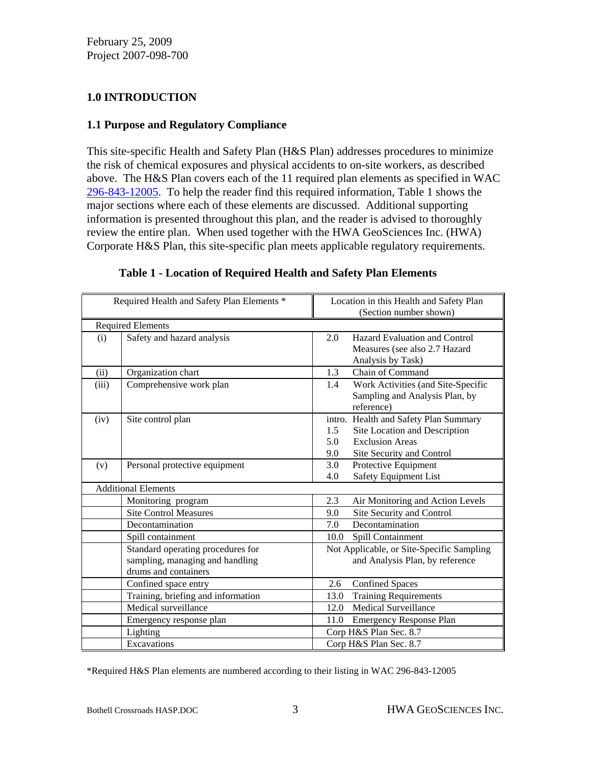February 25, 2009
Project 2007-098-700

## 1.0 INTRODUCTION

### 1.1 Purpose and Regulatory Compliance

This site-specific Health and Safety Plan (H&S Plan) addresses procedures to minimize the risk of chemical exposures and physical accidents to on-site workers, as described above. The H&S Plan covers each of the 11 required plan elements as specified in WAC 296-843-12005. To help the reader find this required information, Table 1 shows the major sections where each of these elements are discussed. Additional supporting information is presented throughout this plan, and the reader is advised to thoroughly review the entire plan. When used together with the HWA GeoSciences Inc. (HWA) Corporate H&S Plan, this site-specific plan meets applicable regulatory requirements.

**Table 1 - Location of Required Health and Safety Plan Elements**

| Required Health and Safety Plan Elements * | | Location in this Health and Safety Plan (Section number shown) | |
|---|---|---|---|
| Required Elements | | | |
| (i) | Safety and hazard analysis | 2.0 | Hazard Evaluation and Control Measures (see also 2.7 Hazard Analysis by Task) |
| (ii) | Organization chart | 1.3 | Chain of Command |
| (iii) | Comprehensive work plan | 1.4 | Work Activities (and Site-Specific Sampling and Analysis Plan, by reference) |
| (iv) | Site control plan | intro.<br>1.5<br>5.0<br>9.0 | Health and Safety Plan Summary<br>Site Location and Description<br>Exclusion Areas<br>Site Security and Control |
| (v) | Personal protective equipment | 3.0<br>4.0 | Protective Equipment<br>Safety Equipment List |
| Additional Elements | | | |
| | Monitoring program | 2.3 | Air Monitoring and Action Levels |
| | Site Control Measures | 9.0 | Site Security and Control |
| | Decontamination | 7.0 | Decontamination |
| | Spill containment | 10.0 | Spill Containment |
| | Standard operating procedures for sampling, managing and handling drums and containers | Not Applicable, or Site-Specific Sampling and Analysis Plan, by reference | |
| | Confined space entry | 2.6 | Confined Spaces |
| | Training, briefing and information | 13.0 | Training Requirements |
| | Medical surveillance | 12.0 | Medical Surveillance |
| | Emergency response plan | 11.0 | Emergency Response Plan |
| | Lighting | Corp H&S Plan Sec. 8.7 | |
| | Excavations | Corp H&S Plan Sec. 8.7 | |

*Required H&S Plan elements are numbered according to their listing in WAC 296-843-12005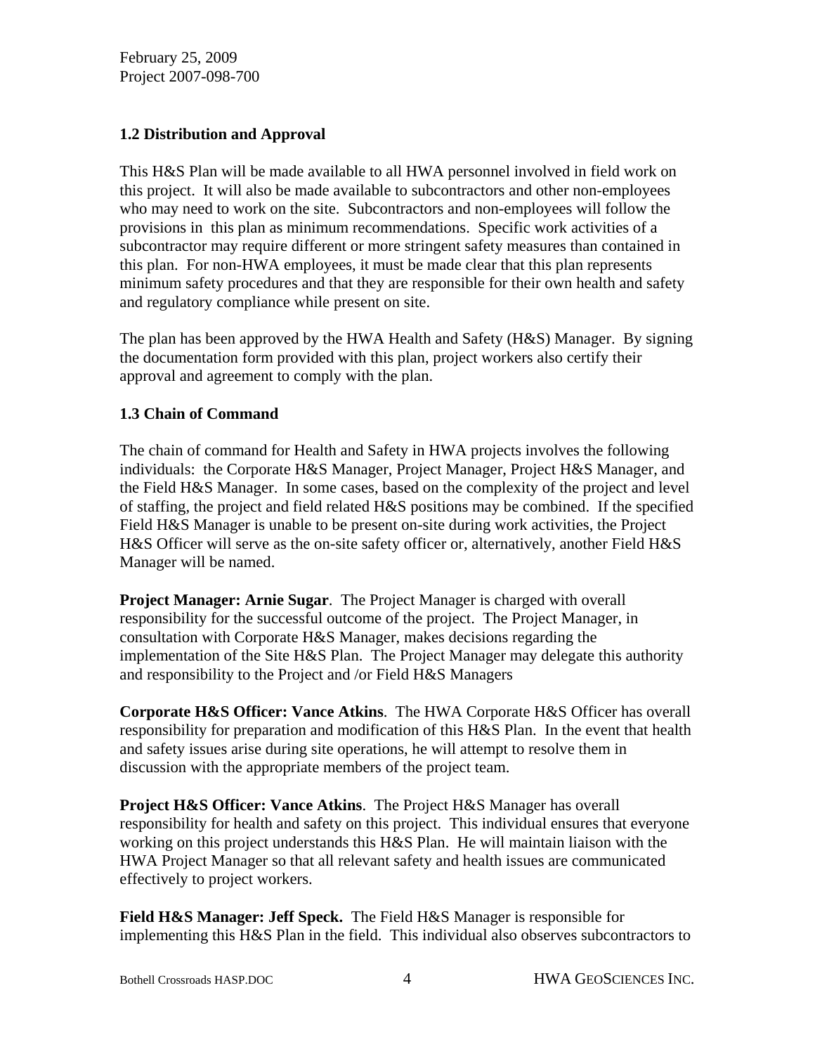### 1.2 Distribution and Approval

This H&S Plan will be made available to all HWA personnel involved in field work on this project. It will also be made available to subcontractors and other non-employees who may need to work on the site. Subcontractors and non-employees will follow the provisions in this plan as minimum recommendations. Specific work activities of a subcontractor may require different or more stringent safety measures than contained in this plan. For non-HWA employees, it must be made clear that this plan represents minimum safety procedures and that they are responsible for their own health and safety and regulatory compliance while present on site.

The plan has been approved by the HWA Health and Safety (H&S) Manager. By signing the documentation form provided with this plan, project workers also certify their approval and agreement to comply with the plan.

### 1.3 Chain of Command

The chain of command for Health and Safety in HWA projects involves the following individuals: the Corporate H&S Manager, Project Manager, Project H&S Manager, and the Field H&S Manager. In some cases, based on the complexity of the project and level of staffing, the project and field related H&S positions may be combined. If the specified Field H&S Manager is unable to be present on-site during work activities, the Project H&S Officer will serve as the on-site safety officer or, alternatively, another Field H&S Manager will be named.

**Project Manager: Arnie Sugar**. The Project Manager is charged with overall responsibility for the successful outcome of the project. The Project Manager, in consultation with Corporate H&S Manager, makes decisions regarding the implementation of the Site H&S Plan. The Project Manager may delegate this authority and responsibility to the Project and /or Field H&S Managers

**Corporate H&S Officer: Vance Atkins**. The HWA Corporate H&S Officer has overall responsibility for preparation and modification of this H&S Plan. In the event that health and safety issues arise during site operations, he will attempt to resolve them in discussion with the appropriate members of the project team.

**Project H&S Officer: Vance Atkins**. The Project H&S Manager has overall responsibility for health and safety on this project. This individual ensures that everyone working on this project understands this H&S Plan. He will maintain liaison with the HWA Project Manager so that all relevant safety and health issues are communicated effectively to project workers.

**Field H&S Manager: Jeff Speck.** The Field H&S Manager is responsible for implementing this H&S Plan in the field. This individual also observes subcontractors to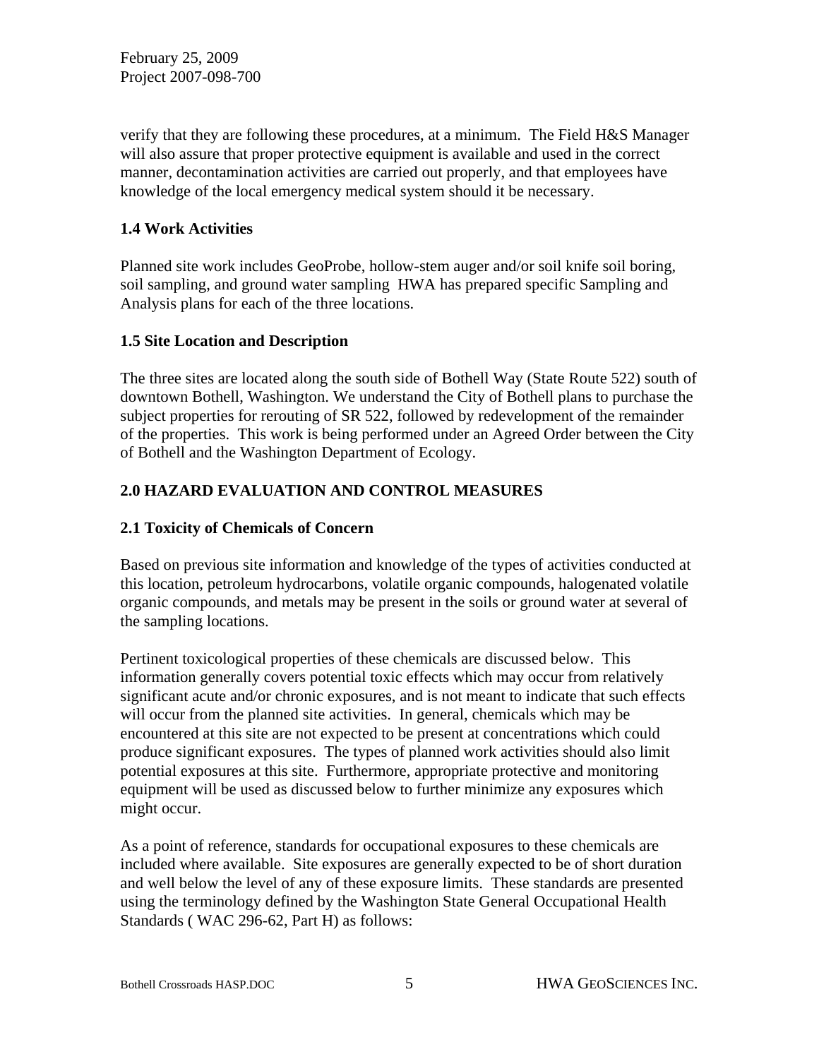verify that they are following these procedures, at a minimum. The Field H&S Manager will also assure that proper protective equipment is available and used in the correct manner, decontamination activities are carried out properly, and that employees have knowledge of the local emergency medical system should it be necessary.

### 1.4 Work Activities

Planned site work includes GeoProbe, hollow-stem auger and/or soil knife soil boring, soil sampling, and ground water sampling HWA has prepared specific Sampling and Analysis plans for each of the three locations.

### 1.5 Site Location and Description

The three sites are located along the south side of Bothell Way (State Route 522) south of downtown Bothell, Washington. We understand the City of Bothell plans to purchase the subject properties for rerouting of SR 522, followed by redevelopment of the remainder of the properties. This work is being performed under an Agreed Order between the City of Bothell and the Washington Department of Ecology.

## 2.0 HAZARD EVALUATION AND CONTROL MEASURES

### 2.1 Toxicity of Chemicals of Concern

Based on previous site information and knowledge of the types of activities conducted at this location, petroleum hydrocarbons, volatile organic compounds, halogenated volatile organic compounds, and metals may be present in the soils or ground water at several of the sampling locations.

Pertinent toxicological properties of these chemicals are discussed below. This information generally covers potential toxic effects which may occur from relatively significant acute and/or chronic exposures, and is not meant to indicate that such effects will occur from the planned site activities. In general, chemicals which may be encountered at this site are not expected to be present at concentrations which could produce significant exposures. The types of planned work activities should also limit potential exposures at this site. Furthermore, appropriate protective and monitoring equipment will be used as discussed below to further minimize any exposures which might occur.

As a point of reference, standards for occupational exposures to these chemicals are included where available. Site exposures are generally expected to be of short duration and well below the level of any of these exposure limits. These standards are presented using the terminology defined by the Washington State General Occupational Health Standards ( WAC 296-62, Part H) as follows: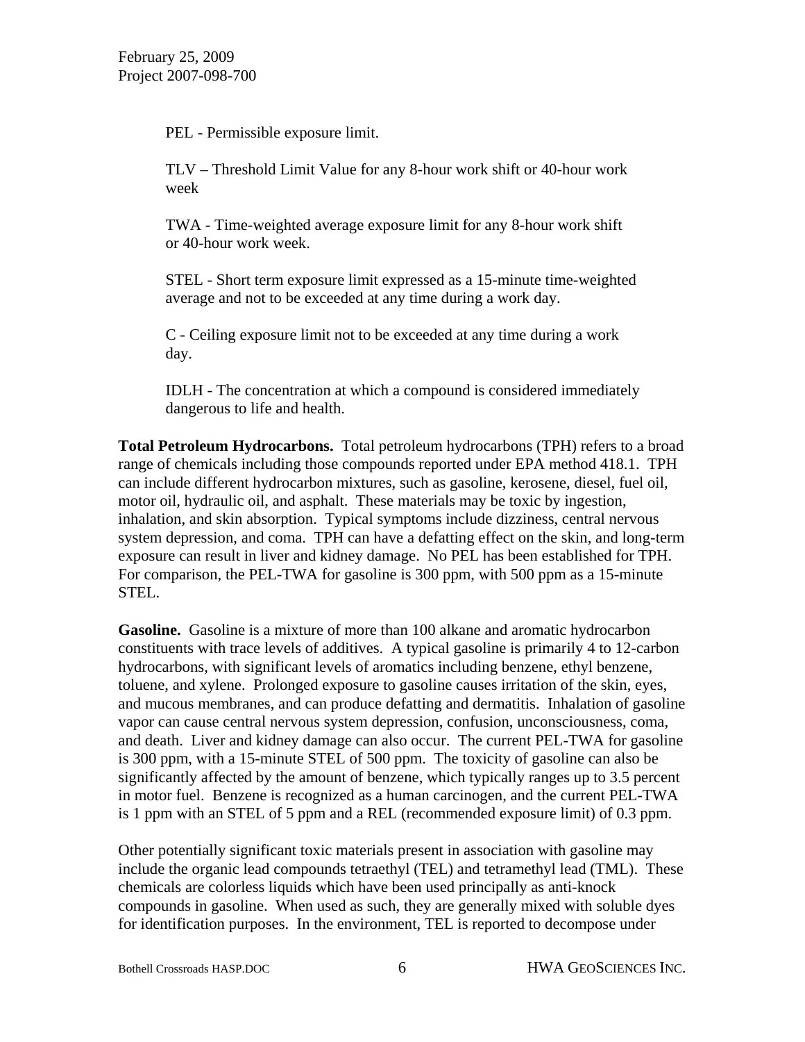PEL - Permissible exposure limit.

TLV – Threshold Limit Value for any 8-hour work shift or 40-hour work week

TWA - Time-weighted average exposure limit for any 8-hour work shift or 40-hour work week.

STEL - Short term exposure limit expressed as a 15-minute time-weighted average and not to be exceeded at any time during a work day.

C - Ceiling exposure limit not to be exceeded at any time during a work day.

IDLH - The concentration at which a compound is considered immediately dangerous to life and health.

**Total Petroleum Hydrocarbons.** Total petroleum hydrocarbons (TPH) refers to a broad range of chemicals including those compounds reported under EPA method 418.1. TPH can include different hydrocarbon mixtures, such as gasoline, kerosene, diesel, fuel oil, motor oil, hydraulic oil, and asphalt. These materials may be toxic by ingestion, inhalation, and skin absorption. Typical symptoms include dizziness, central nervous system depression, and coma. TPH can have a defatting effect on the skin, and long-term exposure can result in liver and kidney damage. No PEL has been established for TPH. For comparison, the PEL-TWA for gasoline is 300 ppm, with 500 ppm as a 15-minute STEL.

**Gasoline.** Gasoline is a mixture of more than 100 alkane and aromatic hydrocarbon constituents with trace levels of additives. A typical gasoline is primarily 4 to 12-carbon hydrocarbons, with significant levels of aromatics including benzene, ethyl benzene, toluene, and xylene. Prolonged exposure to gasoline causes irritation of the skin, eyes, and mucous membranes, and can produce defatting and dermatitis. Inhalation of gasoline vapor can cause central nervous system depression, confusion, unconsciousness, coma, and death. Liver and kidney damage can also occur. The current PEL-TWA for gasoline is 300 ppm, with a 15-minute STEL of 500 ppm. The toxicity of gasoline can also be significantly affected by the amount of benzene, which typically ranges up to 3.5 percent in motor fuel. Benzene is recognized as a human carcinogen, and the current PEL-TWA is 1 ppm with an STEL of 5 ppm and a REL (recommended exposure limit) of 0.3 ppm.

Other potentially significant toxic materials present in association with gasoline may include the organic lead compounds tetraethyl (TEL) and tetramethyl lead (TML). These chemicals are colorless liquids which have been used principally as anti-knock compounds in gasoline. When used as such, they are generally mixed with soluble dyes for identification purposes. In the environment, TEL is reported to decompose under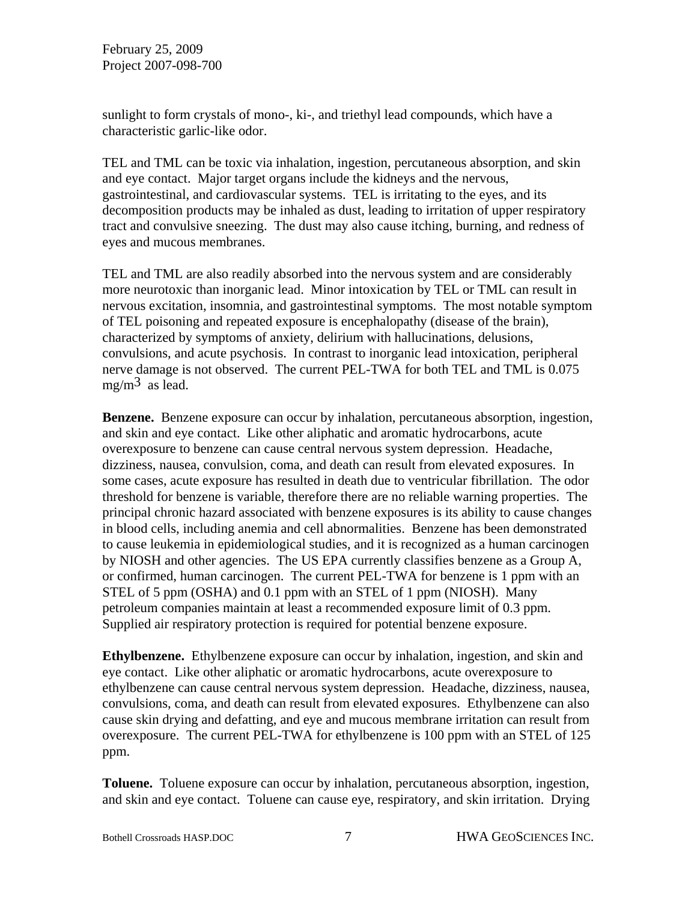sunlight to form crystals of mono-, ki-, and triethyl lead compounds, which have a characteristic garlic-like odor.

TEL and TML can be toxic via inhalation, ingestion, percutaneous absorption, and skin and eye contact. Major target organs include the kidneys and the nervous, gastrointestinal, and cardiovascular systems. TEL is irritating to the eyes, and its decomposition products may be inhaled as dust, leading to irritation of upper respiratory tract and convulsive sneezing. The dust may also cause itching, burning, and redness of eyes and mucous membranes.

TEL and TML are also readily absorbed into the nervous system and are considerably more neurotoxic than inorganic lead. Minor intoxication by TEL or TML can result in nervous excitation, insomnia, and gastrointestinal symptoms. The most notable symptom of TEL poisoning and repeated exposure is encephalopathy (disease of the brain), characterized by symptoms of anxiety, delirium with hallucinations, delusions, convulsions, and acute psychosis. In contrast to inorganic lead intoxication, peripheral nerve damage is not observed. The current PEL-TWA for both TEL and TML is 0.075 $mg/m^3$ as lead.

**Benzene.** Benzene exposure can occur by inhalation, percutaneous absorption, ingestion, and skin and eye contact. Like other aliphatic and aromatic hydrocarbons, acute overexposure to benzene can cause central nervous system depression. Headache, dizziness, nausea, convulsion, coma, and death can result from elevated exposures. In some cases, acute exposure has resulted in death due to ventricular fibrillation. The odor threshold for benzene is variable, therefore there are no reliable warning properties. The principal chronic hazard associated with benzene exposures is its ability to cause changes in blood cells, including anemia and cell abnormalities. Benzene has been demonstrated to cause leukemia in epidemiological studies, and it is recognized as a human carcinogen by NIOSH and other agencies. The US EPA currently classifies benzene as a Group A, or confirmed, human carcinogen. The current PEL-TWA for benzene is 1 ppm with an STEL of 5 ppm (OSHA) and 0.1 ppm with an STEL of 1 ppm (NIOSH). Many petroleum companies maintain at least a recommended exposure limit of 0.3 ppm. Supplied air respiratory protection is required for potential benzene exposure.

**Ethylbenzene.** Ethylbenzene exposure can occur by inhalation, ingestion, and skin and eye contact. Like other aliphatic or aromatic hydrocarbons, acute overexposure to ethylbenzene can cause central nervous system depression. Headache, dizziness, nausea, convulsions, coma, and death can result from elevated exposures. Ethylbenzene can also cause skin drying and defatting, and eye and mucous membrane irritation can result from overexposure. The current PEL-TWA for ethylbenzene is 100 ppm with an STEL of 125 ppm.

**Toluene.** Toluene exposure can occur by inhalation, percutaneous absorption, ingestion, and skin and eye contact. Toluene can cause eye, respiratory, and skin irritation. Drying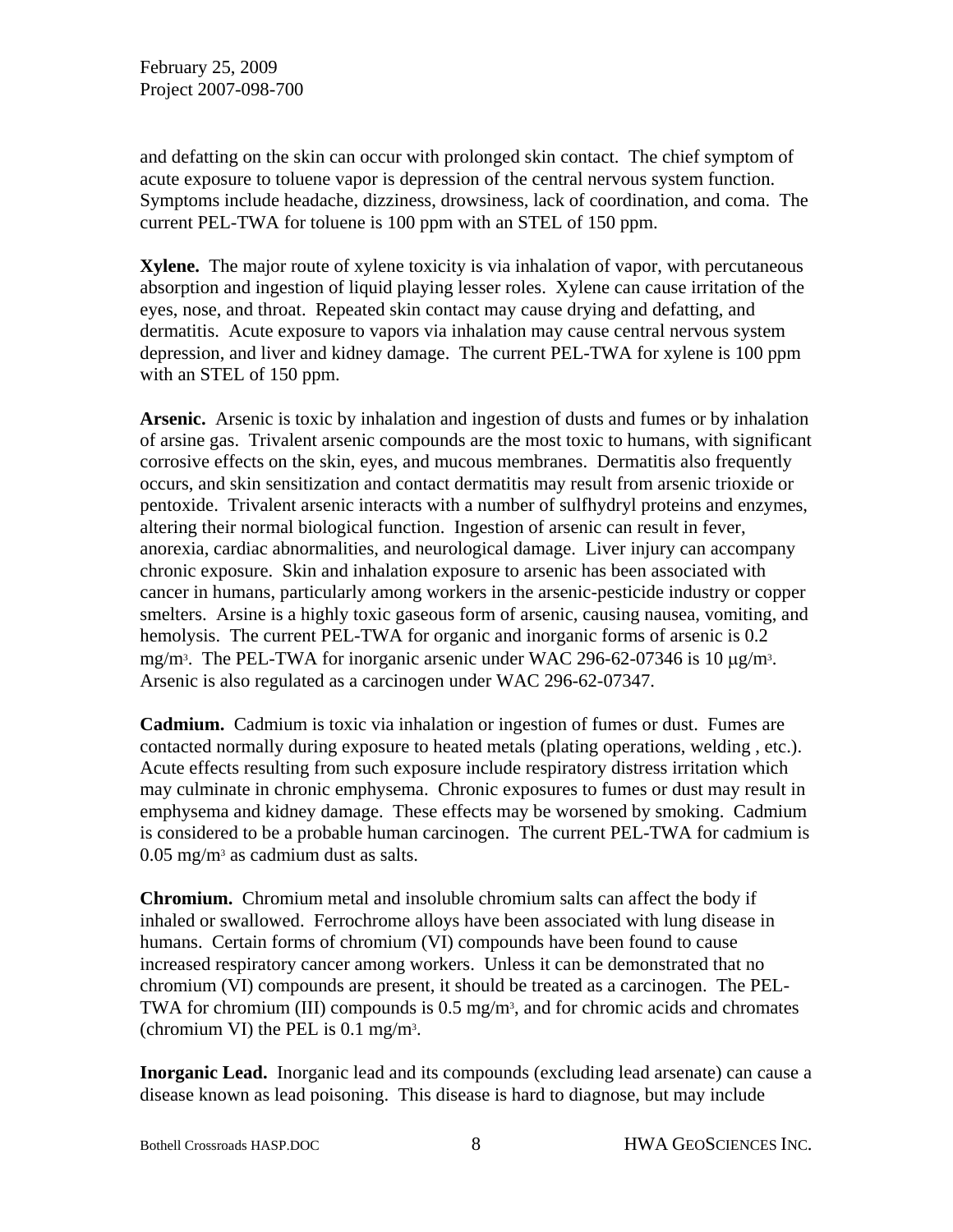and defatting on the skin can occur with prolonged skin contact. The chief symptom of acute exposure to toluene vapor is depression of the central nervous system function. Symptoms include headache, dizziness, drowsiness, lack of coordination, and coma. The current PEL-TWA for toluene is 100 ppm with an STEL of 150 ppm.

**Xylene.** The major route of xylene toxicity is via inhalation of vapor, with percutaneous absorption and ingestion of liquid playing lesser roles. Xylene can cause irritation of the eyes, nose, and throat. Repeated skin contact may cause drying and defatting, and dermatitis. Acute exposure to vapors via inhalation may cause central nervous system depression, and liver and kidney damage. The current PEL-TWA for xylene is 100 ppm with an STEL of 150 ppm.

**Arsenic.** Arsenic is toxic by inhalation and ingestion of dusts and fumes or by inhalation of arsine gas. Trivalent arsenic compounds are the most toxic to humans, with significant corrosive effects on the skin, eyes, and mucous membranes. Dermatitis also frequently occurs, and skin sensitization and contact dermatitis may result from arsenic trioxide or pentoxide. Trivalent arsenic interacts with a number of sulfhydryl proteins and enzymes, altering their normal biological function. Ingestion of arsenic can result in fever, anorexia, cardiac abnormalities, and neurological damage. Liver injury can accompany chronic exposure. Skin and inhalation exposure to arsenic has been associated with cancer in humans, particularly among workers in the arsenic-pesticide industry or copper smelters. Arsine is a highly toxic gaseous form of arsenic, causing nausea, vomiting, and hemolysis. The current PEL-TWA for organic and inorganic forms of arsenic is 0.2 $mg/m^3$. The PEL-TWA for inorganic arsenic under WAC 296-62-07346 is 10 $\mu g/m^3$. Arsenic is also regulated as a carcinogen under WAC 296-62-07347.

**Cadmium.** Cadmium is toxic via inhalation or ingestion of fumes or dust. Fumes are contacted normally during exposure to heated metals (plating operations, welding , etc.). Acute effects resulting from such exposure include respiratory distress irritation which may culminate in chronic emphysema. Chronic exposures to fumes or dust may result in emphysema and kidney damage. These effects may be worsened by smoking. Cadmium is considered to be a probable human carcinogen. The current PEL-TWA for cadmium is 0.05 $mg/m^3$ as cadmium dust as salts.

**Chromium.** Chromium metal and insoluble chromium salts can affect the body if inhaled or swallowed. Ferrochrome alloys have been associated with lung disease in humans. Certain forms of chromium (VI) compounds have been found to cause increased respiratory cancer among workers. Unless it can be demonstrated that no chromium (VI) compounds are present, it should be treated as a carcinogen. The PEL-TWA for chromium (III) compounds is 0.5 $mg/m^3$, and for chromic acids and chromates (chromium VI) the PEL is 0.1 $mg/m^3$.

**Inorganic Lead.** Inorganic lead and its compounds (excluding lead arsenate) can cause a disease known as lead poisoning. This disease is hard to diagnose, but may include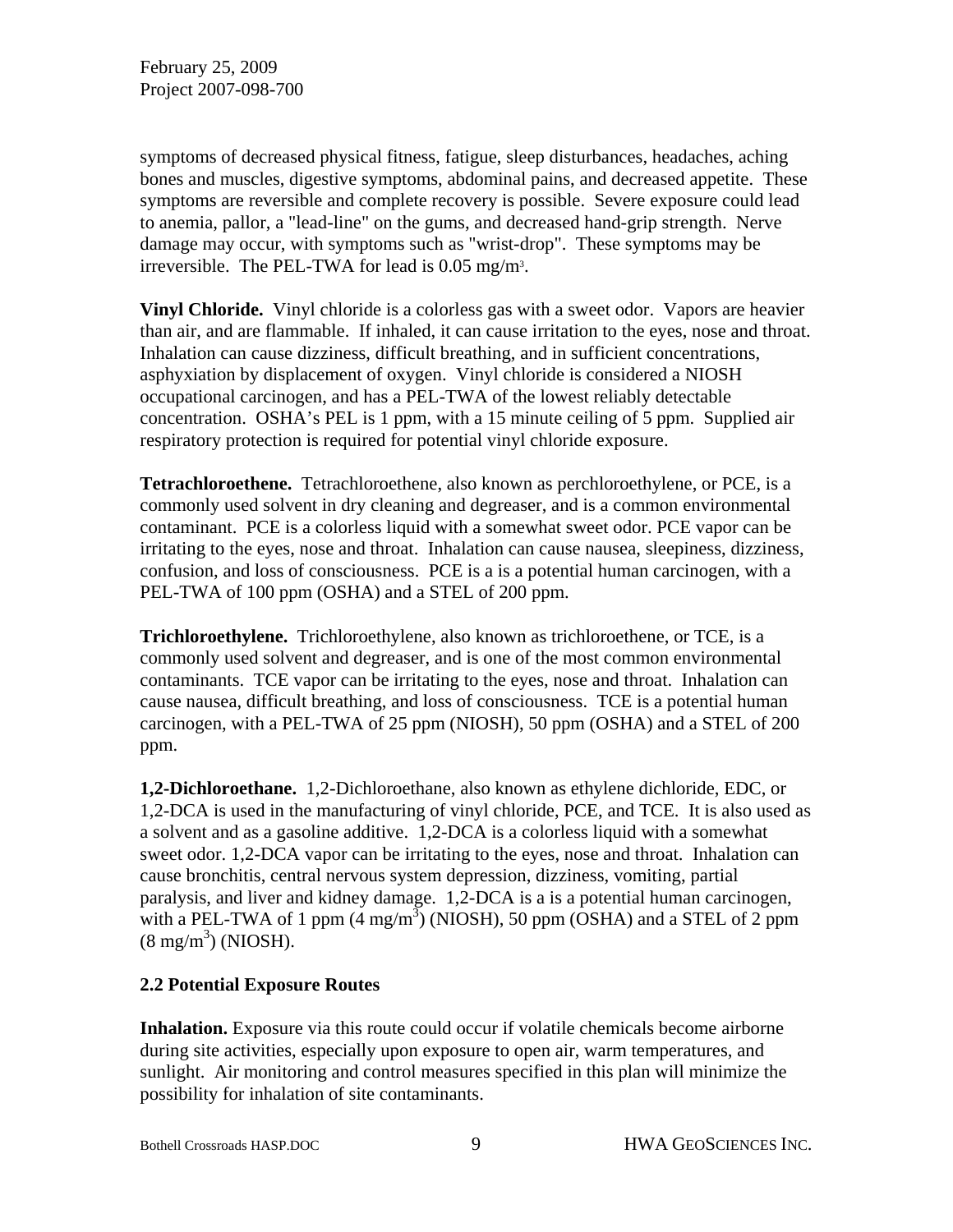symptoms of decreased physical fitness, fatigue, sleep disturbances, headaches, aching bones and muscles, digestive symptoms, abdominal pains, and decreased appetite. These symptoms are reversible and complete recovery is possible. Severe exposure could lead to anemia, pallor, a "lead-line" on the gums, and decreased hand-grip strength. Nerve damage may occur, with symptoms such as "wrist-drop". These symptoms may be irreversible. The PEL-TWA for lead is 0.05 mg/m$^3$.

**Vinyl Chloride.** Vinyl chloride is a colorless gas with a sweet odor. Vapors are heavier than air, and are flammable. If inhaled, it can cause irritation to the eyes, nose and throat. Inhalation can cause dizziness, difficult breathing, and in sufficient concentrations, asphyxiation by displacement of oxygen. Vinyl chloride is considered a NIOSH occupational carcinogen, and has a PEL-TWA of the lowest reliably detectable concentration. OSHA's PEL is 1 ppm, with a 15 minute ceiling of 5 ppm. Supplied air respiratory protection is required for potential vinyl chloride exposure.

**Tetrachloroethene.** Tetrachloroethene, also known as perchloroethylene, or PCE, is a commonly used solvent in dry cleaning and degreaser, and is a common environmental contaminant. PCE is a colorless liquid with a somewhat sweet odor. PCE vapor can be irritating to the eyes, nose and throat. Inhalation can cause nausea, sleepiness, dizziness, confusion, and loss of consciousness. PCE is a is a potential human carcinogen, with a PEL-TWA of 100 ppm (OSHA) and a STEL of 200 ppm.

**Trichloroethylene.** Trichloroethylene, also known as trichloroethene, or TCE, is a commonly used solvent and degreaser, and is one of the most common environmental contaminants. TCE vapor can be irritating to the eyes, nose and throat. Inhalation can cause nausea, difficult breathing, and loss of consciousness. TCE is a potential human carcinogen, with a PEL-TWA of 25 ppm (NIOSH), 50 ppm (OSHA) and a STEL of 200 ppm.

**1,2-Dichloroethane.** 1,2-Dichloroethane, also known as ethylene dichloride, EDC, or 1,2-DCA is used in the manufacturing of vinyl chloride, PCE, and TCE. It is also used as a solvent and as a gasoline additive. 1,2-DCA is a colorless liquid with a somewhat sweet odor. 1,2-DCA vapor can be irritating to the eyes, nose and throat. Inhalation can cause bronchitis, central nervous system depression, dizziness, vomiting, partial paralysis, and liver and kidney damage. 1,2-DCA is a is a potential human carcinogen, with a PEL-TWA of 1 ppm (4 mg/m$^3$) (NIOSH), 50 ppm (OSHA) and a STEL of 2 ppm (8 mg/m$^3$) (NIOSH).

## 2.2 Potential Exposure Routes

**Inhalation.** Exposure via this route could occur if volatile chemicals become airborne during site activities, especially upon exposure to open air, warm temperatures, and sunlight. Air monitoring and control measures specified in this plan will minimize the possibility for inhalation of site contaminants.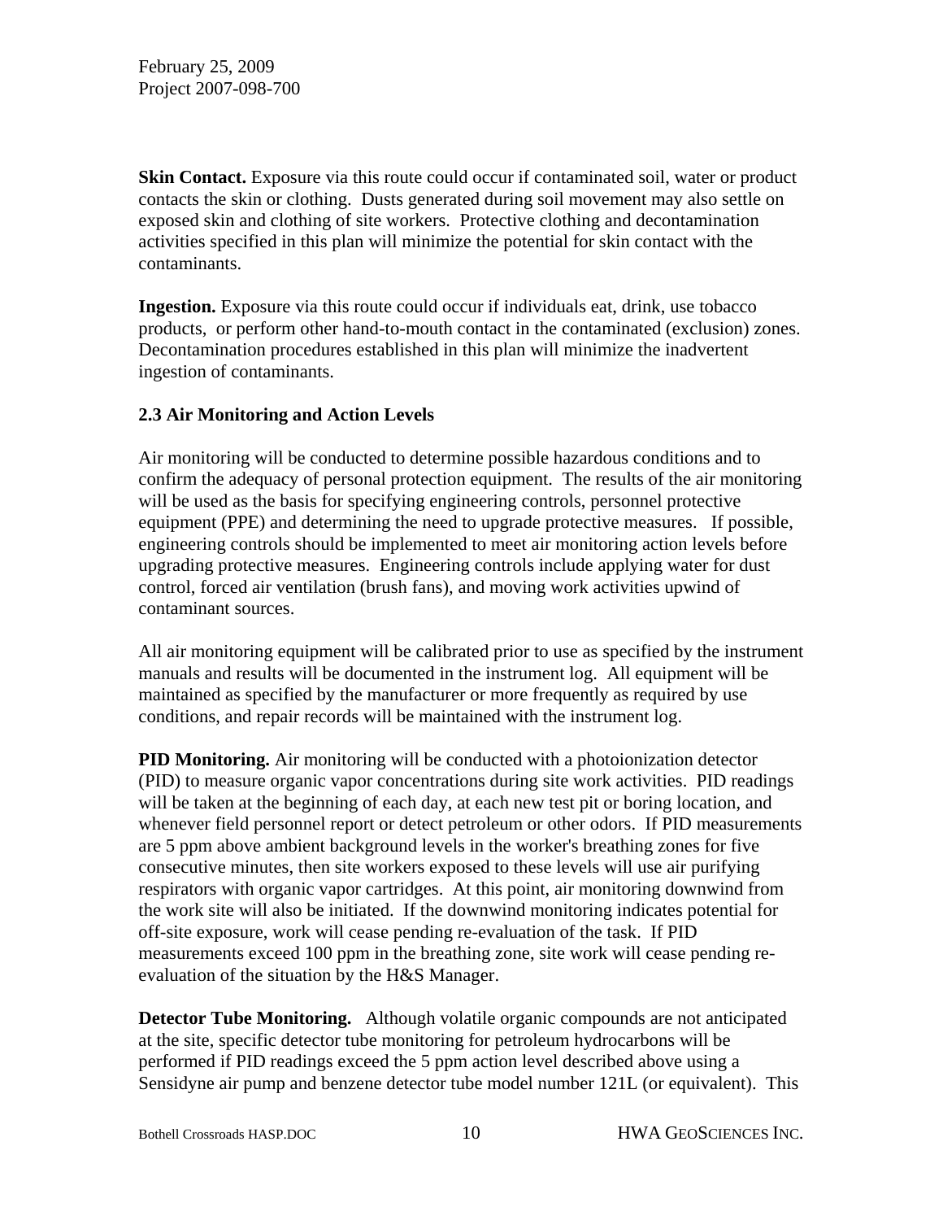**Skin Contact.** Exposure via this route could occur if contaminated soil, water or product contacts the skin or clothing. Dusts generated during soil movement may also settle on exposed skin and clothing of site workers. Protective clothing and decontamination activities specified in this plan will minimize the potential for skin contact with the contaminants.

**Ingestion.** Exposure via this route could occur if individuals eat, drink, use tobacco products, or perform other hand-to-mouth contact in the contaminated (exclusion) zones. Decontamination procedures established in this plan will minimize the inadvertent ingestion of contaminants.

### 2.3 Air Monitoring and Action Levels

Air monitoring will be conducted to determine possible hazardous conditions and to confirm the adequacy of personal protection equipment. The results of the air monitoring will be used as the basis for specifying engineering controls, personnel protective equipment (PPE) and determining the need to upgrade protective measures. If possible, engineering controls should be implemented to meet air monitoring action levels before upgrading protective measures. Engineering controls include applying water for dust control, forced air ventilation (brush fans), and moving work activities upwind of contaminant sources.

All air monitoring equipment will be calibrated prior to use as specified by the instrument manuals and results will be documented in the instrument log. All equipment will be maintained as specified by the manufacturer or more frequently as required by use conditions, and repair records will be maintained with the instrument log.

**PID Monitoring.** Air monitoring will be conducted with a photoionization detector (PID) to measure organic vapor concentrations during site work activities. PID readings will be taken at the beginning of each day, at each new test pit or boring location, and whenever field personnel report or detect petroleum or other odors. If PID measurements are 5 ppm above ambient background levels in the worker's breathing zones for five consecutive minutes, then site workers exposed to these levels will use air purifying respirators with organic vapor cartridges. At this point, air monitoring downwind from the work site will also be initiated. If the downwind monitoring indicates potential for off-site exposure, work will cease pending re-evaluation of the task. If PID measurements exceed 100 ppm in the breathing zone, site work will cease pending re-evaluation of the situation by the H&S Manager.

**Detector Tube Monitoring.** Although volatile organic compounds are not anticipated at the site, specific detector tube monitoring for petroleum hydrocarbons will be performed if PID readings exceed the 5 ppm action level described above using a Sensidyne air pump and benzene detector tube model number 121L (or equivalent). This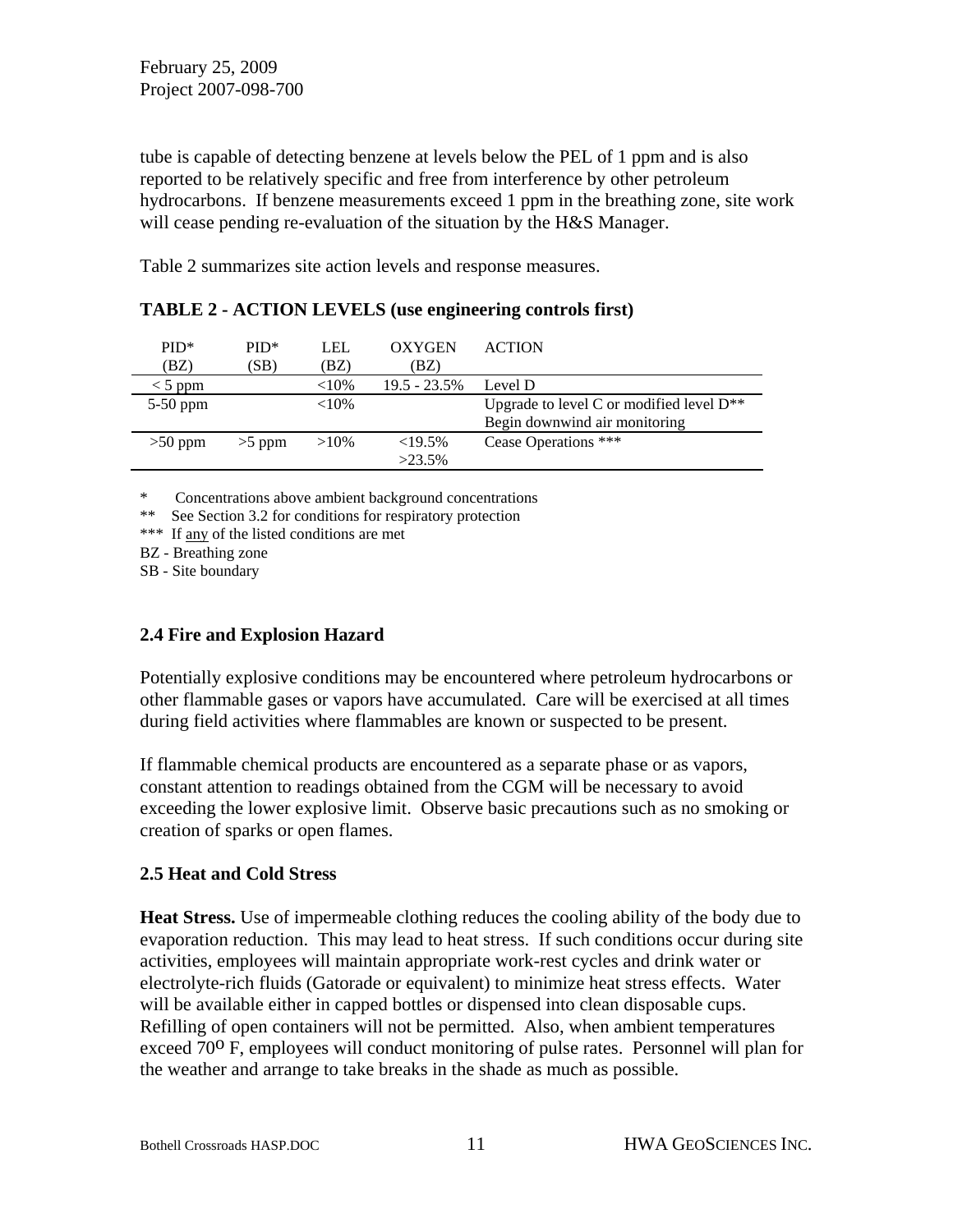tube is capable of detecting benzene at levels below the PEL of 1 ppm and is also reported to be relatively specific and free from interference by other petroleum hydrocarbons. If benzene measurements exceed 1 ppm in the breathing zone, site work will cease pending re-evaluation of the situation by the H&S Manager.

Table 2 summarizes site action levels and response measures.

**TABLE 2 - ACTION LEVELS (use engineering controls first)**

| PID* (BZ) | PID* (SB) | LEL (BZ) | OXYGEN (BZ) | ACTION |
|---|---|---|---|---|
| < 5 ppm | | <10% | 19.5 - 23.5% | Level D |
| 5-50 ppm | | <10% | | Upgrade to level C or modified level D** Begin downwind air monitoring |
| >50 ppm | >5 ppm | >10% | <19.5% >23.5% | Cease Operations *** |

\* Concentrations above ambient background concentrations
** See Section 3.2 for conditions for respiratory protection
*** If <u>any</u> of the listed conditions are met
BZ - Breathing zone
SB - Site boundary

### 2.4 Fire and Explosion Hazard

Potentially explosive conditions may be encountered where petroleum hydrocarbons or other flammable gases or vapors have accumulated. Care will be exercised at all times during field activities where flammables are known or suspected to be present.

If flammable chemical products are encountered as a separate phase or as vapors, constant attention to readings obtained from the CGM will be necessary to avoid exceeding the lower explosive limit. Observe basic precautions such as no smoking or creation of sparks or open flames.

### 2.5 Heat and Cold Stress

**Heat Stress.** Use of impermeable clothing reduces the cooling ability of the body due to evaporation reduction. This may lead to heat stress. If such conditions occur during site activities, employees will maintain appropriate work-rest cycles and drink water or electrolyte-rich fluids (Gatorade or equivalent) to minimize heat stress effects. Water will be available either in capped bottles or dispensed into clean disposable cups. Refilling of open containers will not be permitted. Also, when ambient temperatures exceed 70° F, employees will conduct monitoring of pulse rates. Personnel will plan for the weather and arrange to take breaks in the shade as much as possible.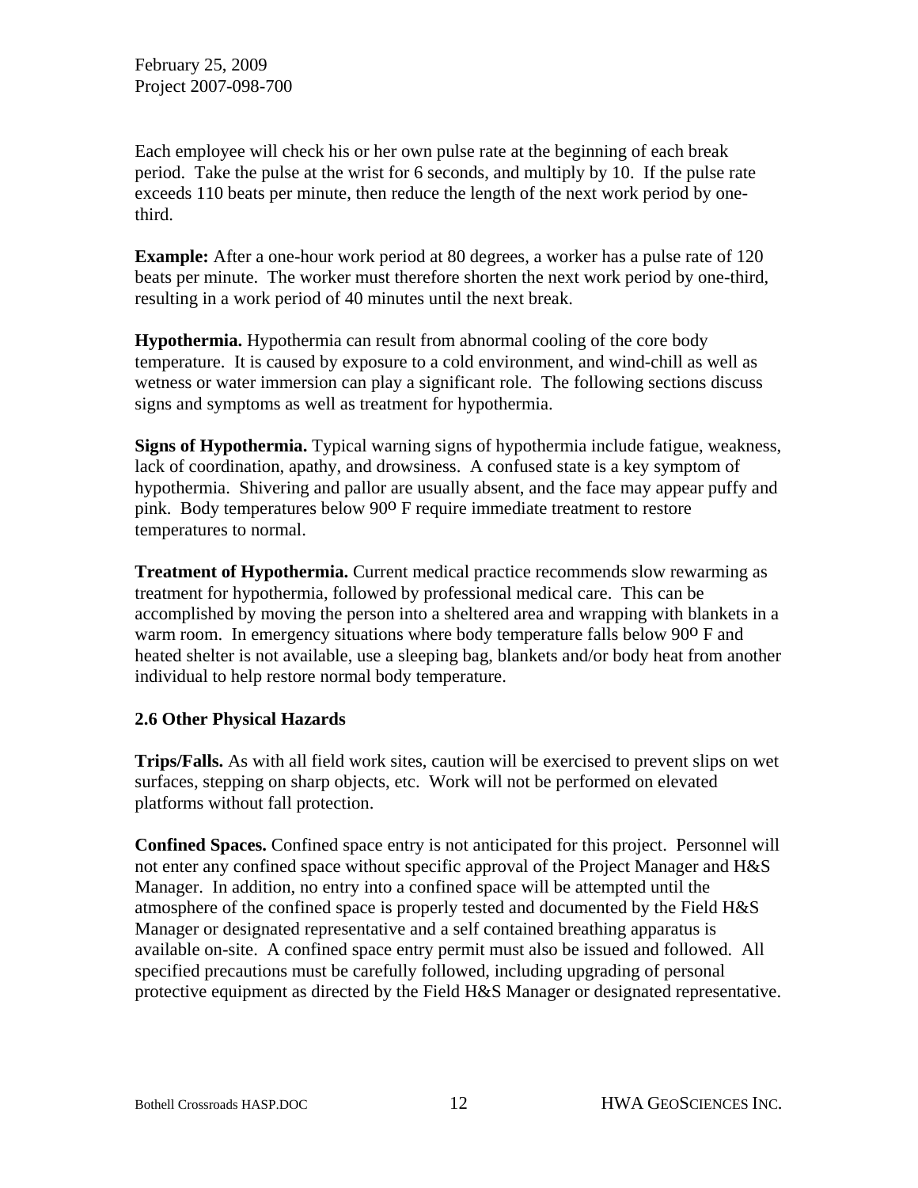Each employee will check his or her own pulse rate at the beginning of each break period. Take the pulse at the wrist for 6 seconds, and multiply by 10. If the pulse rate exceeds 110 beats per minute, then reduce the length of the next work period by one-third.

**Example:** After a one-hour work period at 80 degrees, a worker has a pulse rate of 120 beats per minute. The worker must therefore shorten the next work period by one-third, resulting in a work period of 40 minutes until the next break.

**Hypothermia.** Hypothermia can result from abnormal cooling of the core body temperature. It is caused by exposure to a cold environment, and wind-chill as well as wetness or water immersion can play a significant role. The following sections discuss signs and symptoms as well as treatment for hypothermia.

**Signs of Hypothermia.** Typical warning signs of hypothermia include fatigue, weakness, lack of coordination, apathy, and drowsiness. A confused state is a key symptom of hypothermia. Shivering and pallor are usually absent, and the face may appear puffy and pink. Body temperatures below 90º F require immediate treatment to restore temperatures to normal.

**Treatment of Hypothermia.** Current medical practice recommends slow rewarming as treatment for hypothermia, followed by professional medical care. This can be accomplished by moving the person into a sheltered area and wrapping with blankets in a warm room. In emergency situations where body temperature falls below 90º F and heated shelter is not available, use a sleeping bag, blankets and/or body heat from another individual to help restore normal body temperature.

### 2.6 Other Physical Hazards

**Trips/Falls.** As with all field work sites, caution will be exercised to prevent slips on wet surfaces, stepping on sharp objects, etc. Work will not be performed on elevated platforms without fall protection.

**Confined Spaces.** Confined space entry is not anticipated for this project. Personnel will not enter any confined space without specific approval of the Project Manager and H&S Manager. In addition, no entry into a confined space will be attempted until the atmosphere of the confined space is properly tested and documented by the Field H&S Manager or designated representative and a self contained breathing apparatus is available on-site. A confined space entry permit must also be issued and followed. All specified precautions must be carefully followed, including upgrading of personal protective equipment as directed by the Field H&S Manager or designated representative.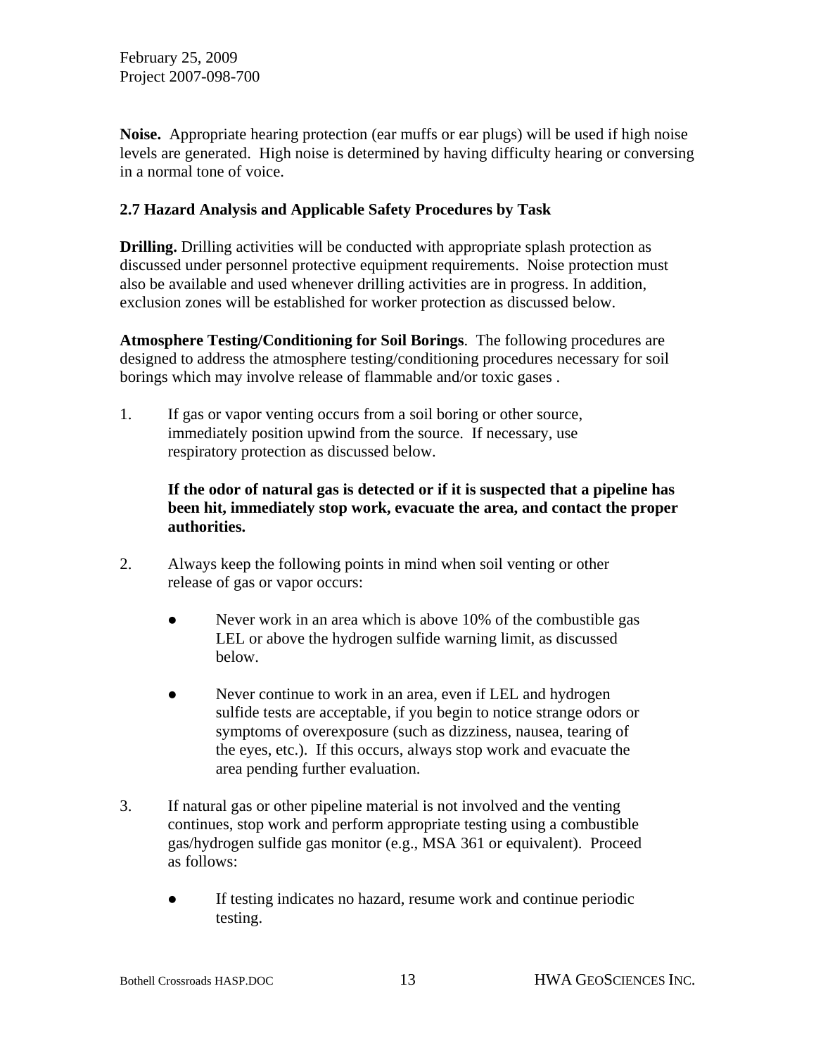**Noise.** Appropriate hearing protection (ear muffs or ear plugs) will be used if high noise levels are generated. High noise is determined by having difficulty hearing or conversing in a normal tone of voice.

### 2.7 Hazard Analysis and Applicable Safety Procedures by Task

**Drilling.** Drilling activities will be conducted with appropriate splash protection as discussed under personnel protective equipment requirements. Noise protection must also be available and used whenever drilling activities are in progress. In addition, exclusion zones will be established for worker protection as discussed below.

**Atmosphere Testing/Conditioning for Soil Borings**. The following procedures are designed to address the atmosphere testing/conditioning procedures necessary for soil borings which may involve release of flammable and/or toxic gases .

1. If gas or vapor venting occurs from a soil boring or other source, immediately position upwind from the source. If necessary, use respiratory protection as discussed below.

   **If the odor of natural gas is detected or if it is suspected that a pipeline has been hit, immediately stop work, evacuate the area, and contact the proper authorities.**

2. Always keep the following points in mind when soil venting or other release of gas or vapor occurs:

   - Never work in an area which is above 10% of the combustible gas LEL or above the hydrogen sulfide warning limit, as discussed below.
   - Never continue to work in an area, even if LEL and hydrogen sulfide tests are acceptable, if you begin to notice strange odors or symptoms of overexposure (such as dizziness, nausea, tearing of the eyes, etc.). If this occurs, always stop work and evacuate the area pending further evaluation.

3. If natural gas or other pipeline material is not involved and the venting continues, stop work and perform appropriate testing using a combustible gas/hydrogen sulfide gas monitor (e.g., MSA 361 or equivalent). Proceed as follows:

   - If testing indicates no hazard, resume work and continue periodic testing.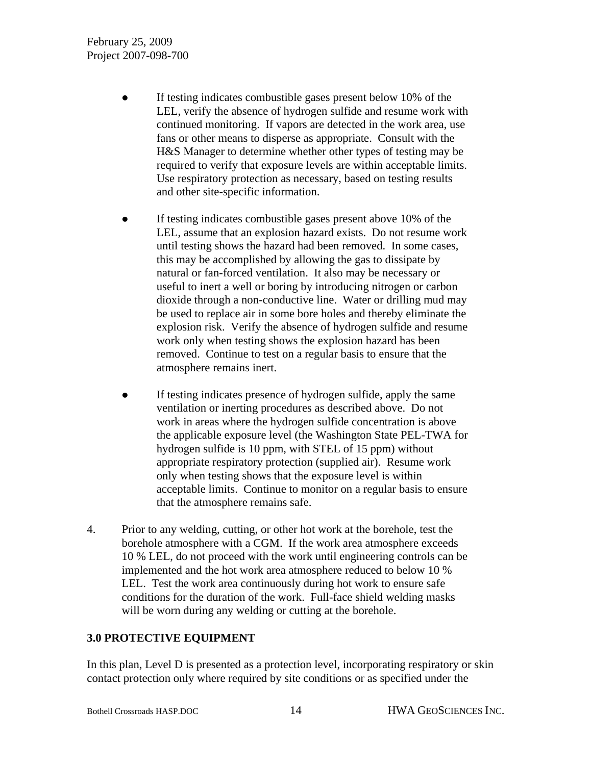- If testing indicates combustible gases present below 10% of the LEL, verify the absence of hydrogen sulfide and resume work with continued monitoring. If vapors are detected in the work area, use fans or other means to disperse as appropriate. Consult with the H&S Manager to determine whether other types of testing may be required to verify that exposure levels are within acceptable limits. Use respiratory protection as necessary, based on testing results and other site-specific information.

- If testing indicates combustible gases present above 10% of the LEL, assume that an explosion hazard exists. Do not resume work until testing shows the hazard had been removed. In some cases, this may be accomplished by allowing the gas to dissipate by natural or fan-forced ventilation. It also may be necessary or useful to inert a well or boring by introducing nitrogen or carbon dioxide through a non-conductive line. Water or drilling mud may be used to replace air in some bore holes and thereby eliminate the explosion risk. Verify the absence of hydrogen sulfide and resume work only when testing shows the explosion hazard has been removed. Continue to test on a regular basis to ensure that the atmosphere remains inert.

- If testing indicates presence of hydrogen sulfide, apply the same ventilation or inerting procedures as described above. Do not work in areas where the hydrogen sulfide concentration is above the applicable exposure level (the Washington State PEL-TWA for hydrogen sulfide is 10 ppm, with STEL of 15 ppm) without appropriate respiratory protection (supplied air). Resume work only when testing shows that the exposure level is within acceptable limits. Continue to monitor on a regular basis to ensure that the atmosphere remains safe.

4. Prior to any welding, cutting, or other hot work at the borehole, test the borehole atmosphere with a CGM. If the work area atmosphere exceeds 10 % LEL, do not proceed with the work until engineering controls can be implemented and the hot work area atmosphere reduced to below 10 % LEL. Test the work area continuously during hot work to ensure safe conditions for the duration of the work. Full-face shield welding masks will be worn during any welding or cutting at the borehole.

## 3.0 PROTECTIVE EQUIPMENT

In this plan, Level D is presented as a protection level, incorporating respiratory or skin contact protection only where required by site conditions or as specified under the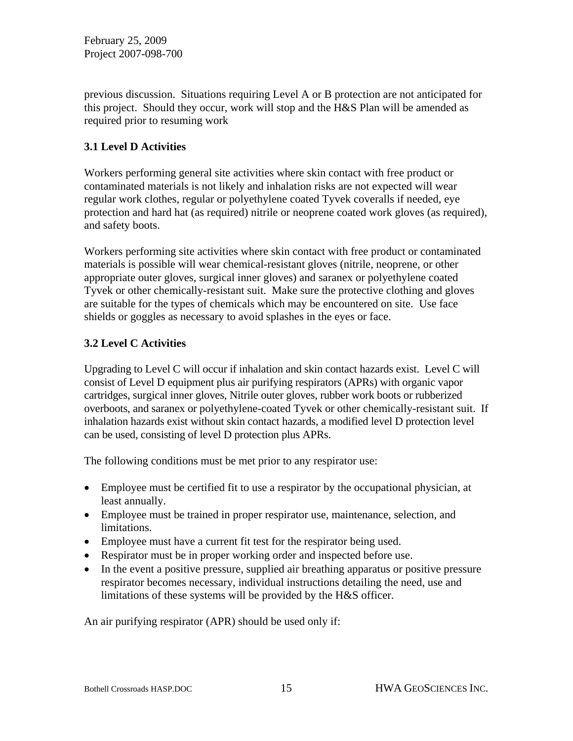previous discussion. Situations requiring Level A or B protection are not anticipated for this project. Should they occur, work will stop and the H&S Plan will be amended as required prior to resuming work

### 3.1 Level D Activities

Workers performing general site activities where skin contact with free product or contaminated materials is not likely and inhalation risks are not expected will wear regular work clothes, regular or polyethylene coated Tyvek coveralls if needed, eye protection and hard hat (as required) nitrile or neoprene coated work gloves (as required), and safety boots.

Workers performing site activities where skin contact with free product or contaminated materials is possible will wear chemical-resistant gloves (nitrile, neoprene, or other appropriate outer gloves, surgical inner gloves) and saranex or polyethylene coated Tyvek or other chemically-resistant suit. Make sure the protective clothing and gloves are suitable for the types of chemicals which may be encountered on site. Use face shields or goggles as necessary to avoid splashes in the eyes or face.

### 3.2 Level C Activities

Upgrading to Level C will occur if inhalation and skin contact hazards exist. Level C will consist of Level D equipment plus air purifying respirators (APRs) with organic vapor cartridges, surgical inner gloves, Nitrile outer gloves, rubber work boots or rubberized overboots, and saranex or polyethylene-coated Tyvek or other chemically-resistant suit. If inhalation hazards exist without skin contact hazards, a modified level D protection level can be used, consisting of level D protection plus APRs.

The following conditions must be met prior to any respirator use:

- Employee must be certified fit to use a respirator by the occupational physician, at least annually.
- Employee must be trained in proper respirator use, maintenance, selection, and limitations.
- Employee must have a current fit test for the respirator being used.
- Respirator must be in proper working order and inspected before use.
- In the event a positive pressure, supplied air breathing apparatus or positive pressure respirator becomes necessary, individual instructions detailing the need, use and limitations of these systems will be provided by the H&S officer.

An air purifying respirator (APR) should be used only if: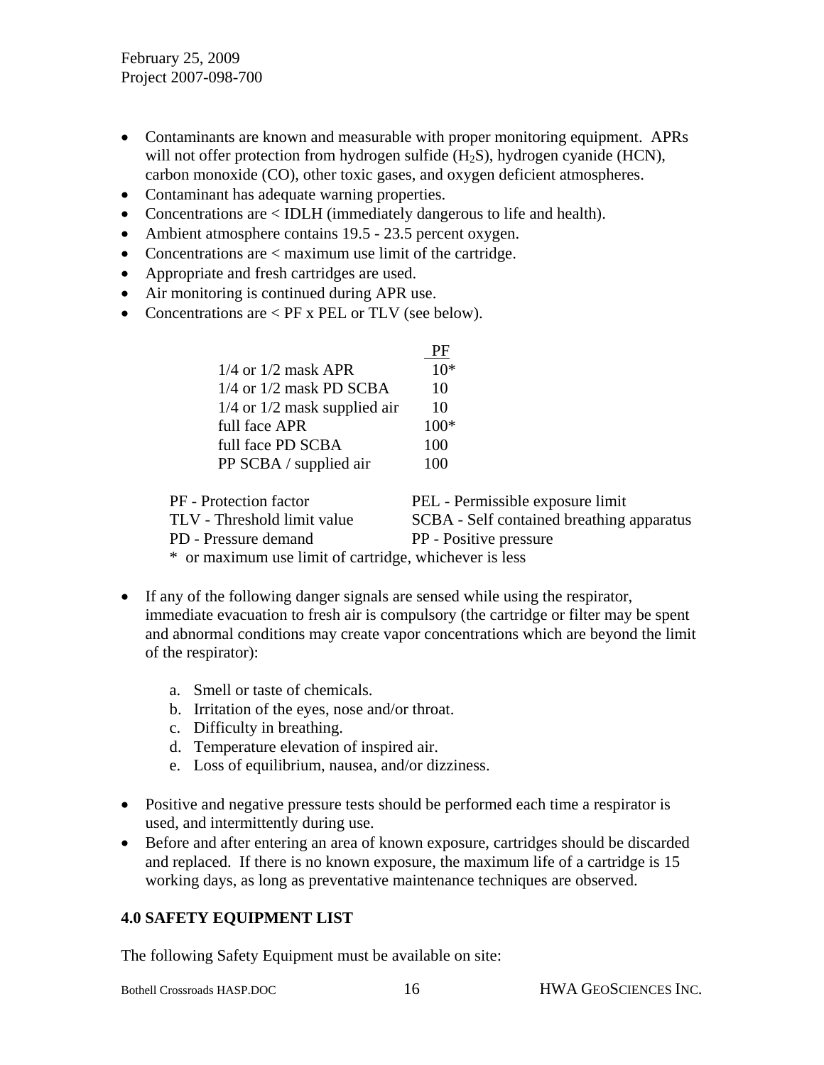- Contaminants are known and measurable with proper monitoring equipment. APRs will not offer protection from hydrogen sulfide ($H_2S$), hydrogen cyanide (HCN), carbon monoxide (CO), other toxic gases, and oxygen deficient atmospheres.
- Contaminant has adequate warning properties.
- Concentrations are < IDLH (immediately dangerous to life and health).
- Ambient atmosphere contains 19.5 - 23.5 percent oxygen.
- Concentrations are < maximum use limit of the cartridge.
- Appropriate and fresh cartridges are used.
- Air monitoring is continued during APR use.
- Concentrations are < PF x PEL or TLV (see below).

| | PF |
|---|---|
| 1/4 or 1/2 mask APR | 10* |
| 1/4 or 1/2 mask PD SCBA | 10 |
| 1/4 or 1/2 mask supplied air | 10 |
| full face APR | 100* |
| full face PD SCBA | 100 |
| PP SCBA / supplied air | 100 |

PF - Protection factor | PEL - Permissible exposure limit
TLV - Threshold limit value | SCBA - Self contained breathing apparatus
PD - Pressure demand | PP - Positive pressure
* or maximum use limit of cartridge, whichever is less

- If any of the following danger signals are sensed while using the respirator, immediate evacuation to fresh air is compulsory (the cartridge or filter may be spent and abnormal conditions may create vapor concentrations which are beyond the limit of the respirator):

  a. Smell or taste of chemicals.
  b. Irritation of the eyes, nose and/or throat.
  c. Difficulty in breathing.
  d. Temperature elevation of inspired air.
  e. Loss of equilibrium, nausea, and/or dizziness.

- Positive and negative pressure tests should be performed each time a respirator is used, and intermittently during use.
- Before and after entering an area of known exposure, cartridges should be discarded and replaced. If there is no known exposure, the maximum life of a cartridge is 15 working days, as long as preventative maintenance techniques are observed.

## 4.0 SAFETY EQUIPMENT LIST

The following Safety Equipment must be available on site: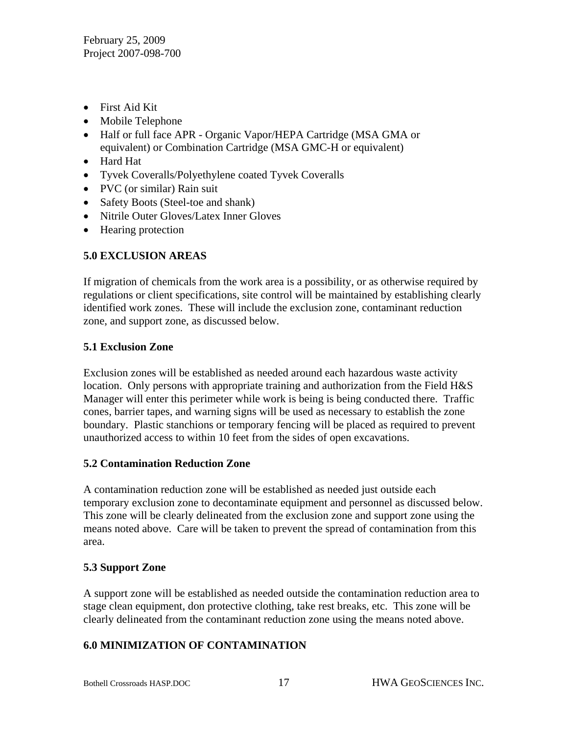- First Aid Kit
- Mobile Telephone
- Half or full face APR - Organic Vapor/HEPA Cartridge (MSA GMA or equivalent) or Combination Cartridge (MSA GMC-H or equivalent)
- Hard Hat
- Tyvek Coveralls/Polyethylene coated Tyvek Coveralls
- PVC (or similar) Rain suit
- Safety Boots (Steel-toe and shank)
- Nitrile Outer Gloves/Latex Inner Gloves
- Hearing protection

## 5.0 EXCLUSION AREAS

If migration of chemicals from the work area is a possibility, or as otherwise required by regulations or client specifications, site control will be maintained by establishing clearly identified work zones. These will include the exclusion zone, contaminant reduction zone, and support zone, as discussed below.

### 5.1 Exclusion Zone

Exclusion zones will be established as needed around each hazardous waste activity location. Only persons with appropriate training and authorization from the Field H&S Manager will enter this perimeter while work is being is being conducted there. Traffic cones, barrier tapes, and warning signs will be used as necessary to establish the zone boundary. Plastic stanchions or temporary fencing will be placed as required to prevent unauthorized access to within 10 feet from the sides of open excavations.

### 5.2 Contamination Reduction Zone

A contamination reduction zone will be established as needed just outside each temporary exclusion zone to decontaminate equipment and personnel as discussed below. This zone will be clearly delineated from the exclusion zone and support zone using the means noted above. Care will be taken to prevent the spread of contamination from this area.

### 5.3 Support Zone

A support zone will be established as needed outside the contamination reduction area to stage clean equipment, don protective clothing, take rest breaks, etc. This zone will be clearly delineated from the contaminant reduction zone using the means noted above.

## 6.0 MINIMIZATION OF CONTAMINATION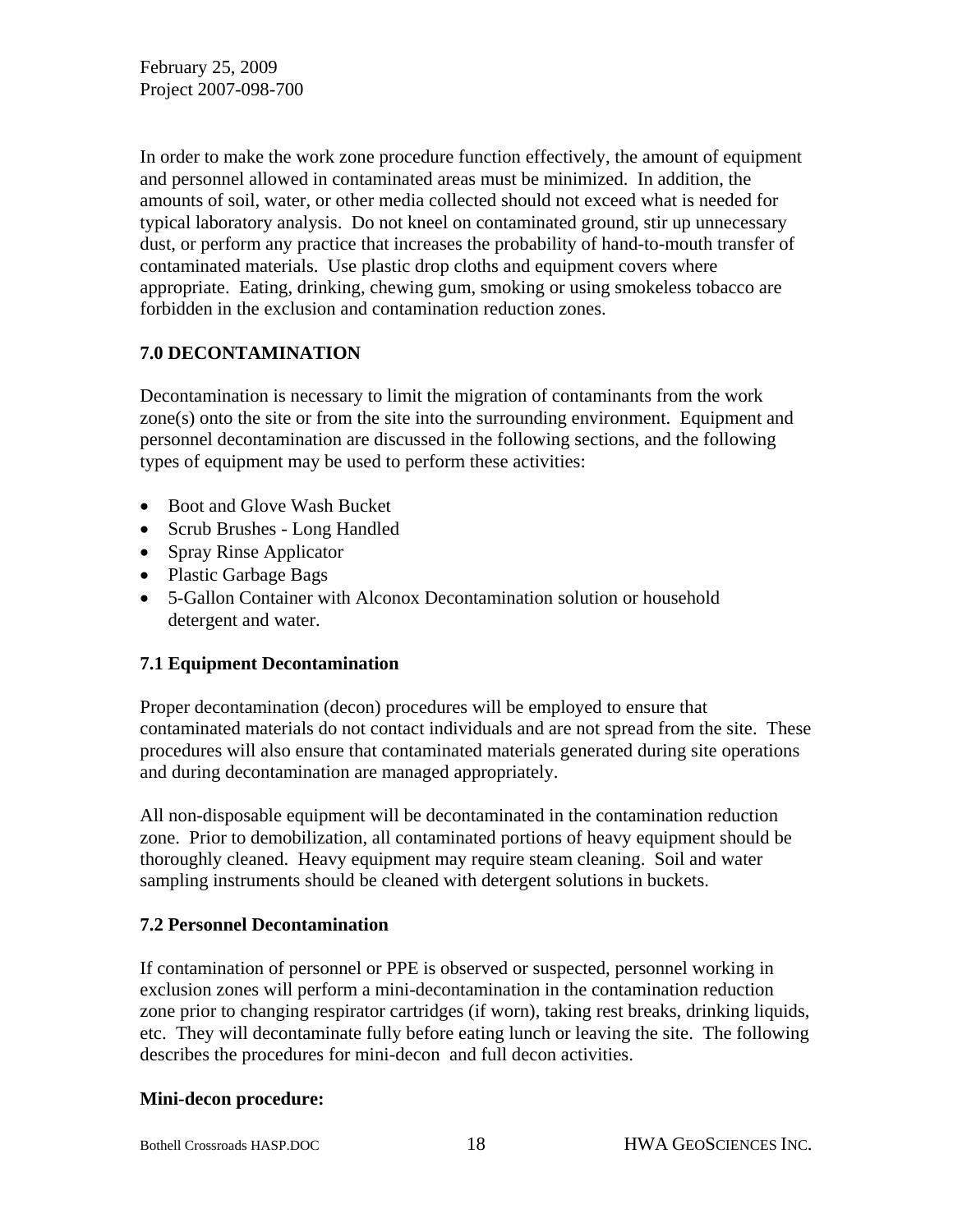In order to make the work zone procedure function effectively, the amount of equipment and personnel allowed in contaminated areas must be minimized. In addition, the amounts of soil, water, or other media collected should not exceed what is needed for typical laboratory analysis. Do not kneel on contaminated ground, stir up unnecessary dust, or perform any practice that increases the probability of hand-to-mouth transfer of contaminated materials. Use plastic drop cloths and equipment covers where appropriate. Eating, drinking, chewing gum, smoking or using smokeless tobacco are forbidden in the exclusion and contamination reduction zones.

## 7.0 DECONTAMINATION

Decontamination is necessary to limit the migration of contaminants from the work zone(s) onto the site or from the site into the surrounding environment. Equipment and personnel decontamination are discussed in the following sections, and the following types of equipment may be used to perform these activities:

- Boot and Glove Wash Bucket
- Scrub Brushes - Long Handled
- Spray Rinse Applicator
- Plastic Garbage Bags
- 5-Gallon Container with Alconox Decontamination solution or household detergent and water.

### 7.1 Equipment Decontamination

Proper decontamination (decon) procedures will be employed to ensure that contaminated materials do not contact individuals and are not spread from the site. These procedures will also ensure that contaminated materials generated during site operations and during decontamination are managed appropriately.

All non-disposable equipment will be decontaminated in the contamination reduction zone. Prior to demobilization, all contaminated portions of heavy equipment should be thoroughly cleaned. Heavy equipment may require steam cleaning. Soil and water sampling instruments should be cleaned with detergent solutions in buckets.

### 7.2 Personnel Decontamination

If contamination of personnel or PPE is observed or suspected, personnel working in exclusion zones will perform a mini-decontamination in the contamination reduction zone prior to changing respirator cartridges (if worn), taking rest breaks, drinking liquids, etc. They will decontaminate fully before eating lunch or leaving the site. The following describes the procedures for mini-decon and full decon activities.

**Mini-decon procedure:**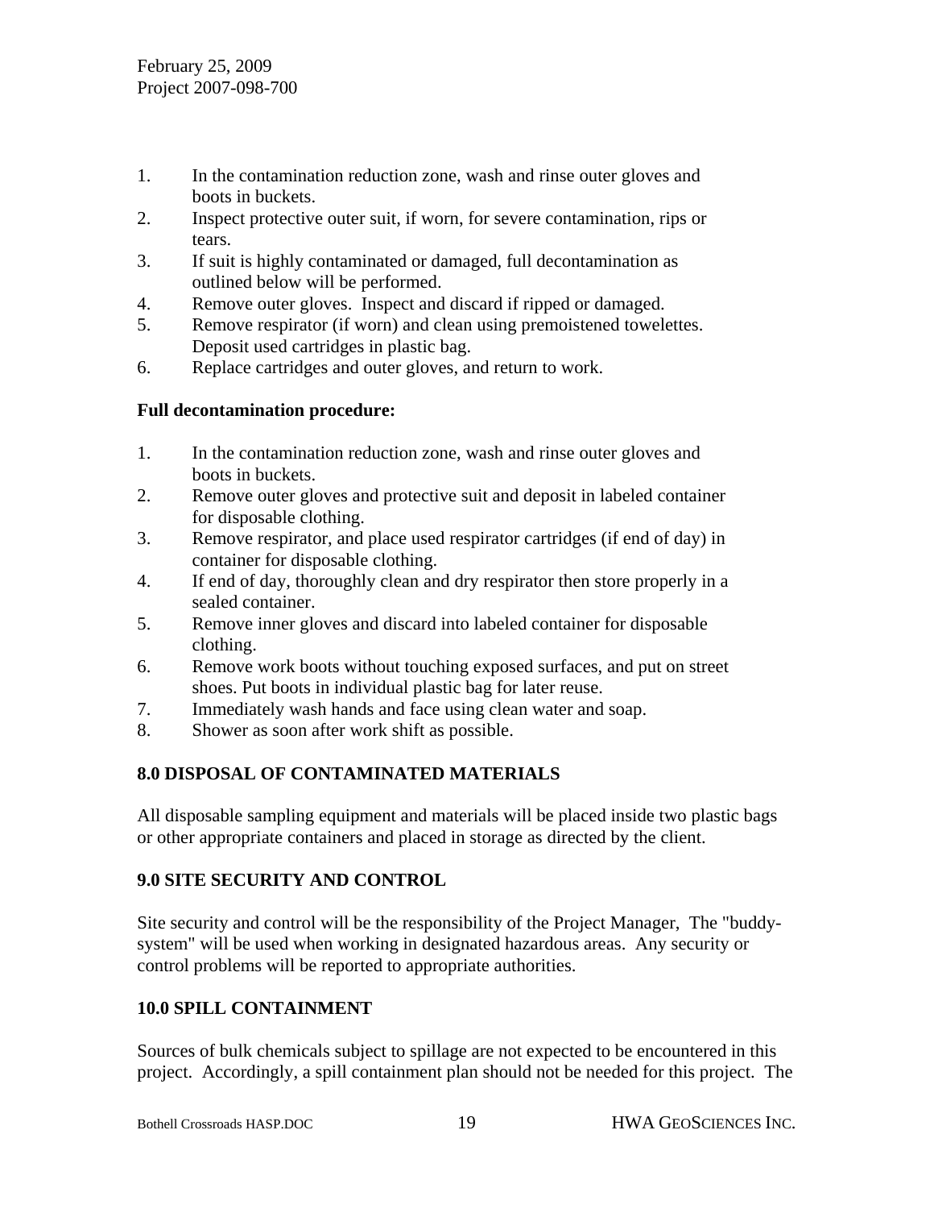1. In the contamination reduction zone, wash and rinse outer gloves and boots in buckets.
2. Inspect protective outer suit, if worn, for severe contamination, rips or tears.
3. If suit is highly contaminated or damaged, full decontamination as outlined below will be performed.
4. Remove outer gloves. Inspect and discard if ripped or damaged.
5. Remove respirator (if worn) and clean using premoistened towelettes. Deposit used cartridges in plastic bag.
6. Replace cartridges and outer gloves, and return to work.

**Full decontamination procedure:**

1. In the contamination reduction zone, wash and rinse outer gloves and boots in buckets.
2. Remove outer gloves and protective suit and deposit in labeled container for disposable clothing.
3. Remove respirator, and place used respirator cartridges (if end of day) in container for disposable clothing.
4. If end of day, thoroughly clean and dry respirator then store properly in a sealed container.
5. Remove inner gloves and discard into labeled container for disposable clothing.
6. Remove work boots without touching exposed surfaces, and put on street shoes. Put boots in individual plastic bag for later reuse.
7. Immediately wash hands and face using clean water and soap.
8. Shower as soon after work shift as possible.

## 8.0 DISPOSAL OF CONTAMINATED MATERIALS

All disposable sampling equipment and materials will be placed inside two plastic bags or other appropriate containers and placed in storage as directed by the client.

## 9.0 SITE SECURITY AND CONTROL

Site security and control will be the responsibility of the Project Manager, The "buddy-system" will be used when working in designated hazardous areas. Any security or control problems will be reported to appropriate authorities.

## 10.0 SPILL CONTAINMENT

Sources of bulk chemicals subject to spillage are not expected to be encountered in this project. Accordingly, a spill containment plan should not be needed for this project. The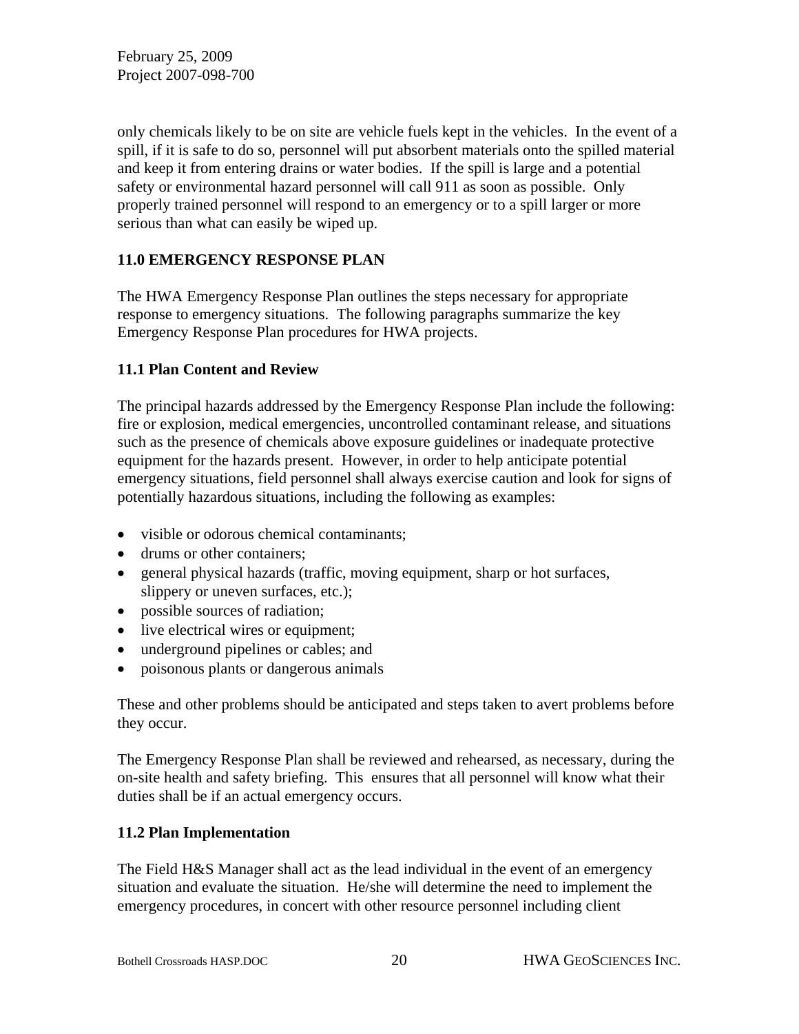only chemicals likely to be on site are vehicle fuels kept in the vehicles. In the event of a spill, if it is safe to do so, personnel will put absorbent materials onto the spilled material and keep it from entering drains or water bodies. If the spill is large and a potential safety or environmental hazard personnel will call 911 as soon as possible. Only properly trained personnel will respond to an emergency or to a spill larger or more serious than what can easily be wiped up.

## 11.0 EMERGENCY RESPONSE PLAN

The HWA Emergency Response Plan outlines the steps necessary for appropriate response to emergency situations. The following paragraphs summarize the key Emergency Response Plan procedures for HWA projects.

### 11.1 Plan Content and Review

The principal hazards addressed by the Emergency Response Plan include the following: fire or explosion, medical emergencies, uncontrolled contaminant release, and situations such as the presence of chemicals above exposure guidelines or inadequate protective equipment for the hazards present. However, in order to help anticipate potential emergency situations, field personnel shall always exercise caution and look for signs of potentially hazardous situations, including the following as examples:

- visible or odorous chemical contaminants;
- drums or other containers;
- general physical hazards (traffic, moving equipment, sharp or hot surfaces, slippery or uneven surfaces, etc.);
- possible sources of radiation;
- live electrical wires or equipment;
- underground pipelines or cables; and
- poisonous plants or dangerous animals

These and other problems should be anticipated and steps taken to avert problems before they occur.

The Emergency Response Plan shall be reviewed and rehearsed, as necessary, during the on-site health and safety briefing. This ensures that all personnel will know what their duties shall be if an actual emergency occurs.

### 11.2 Plan Implementation

The Field H&S Manager shall act as the lead individual in the event of an emergency situation and evaluate the situation. He/she will determine the need to implement the emergency procedures, in concert with other resource personnel including client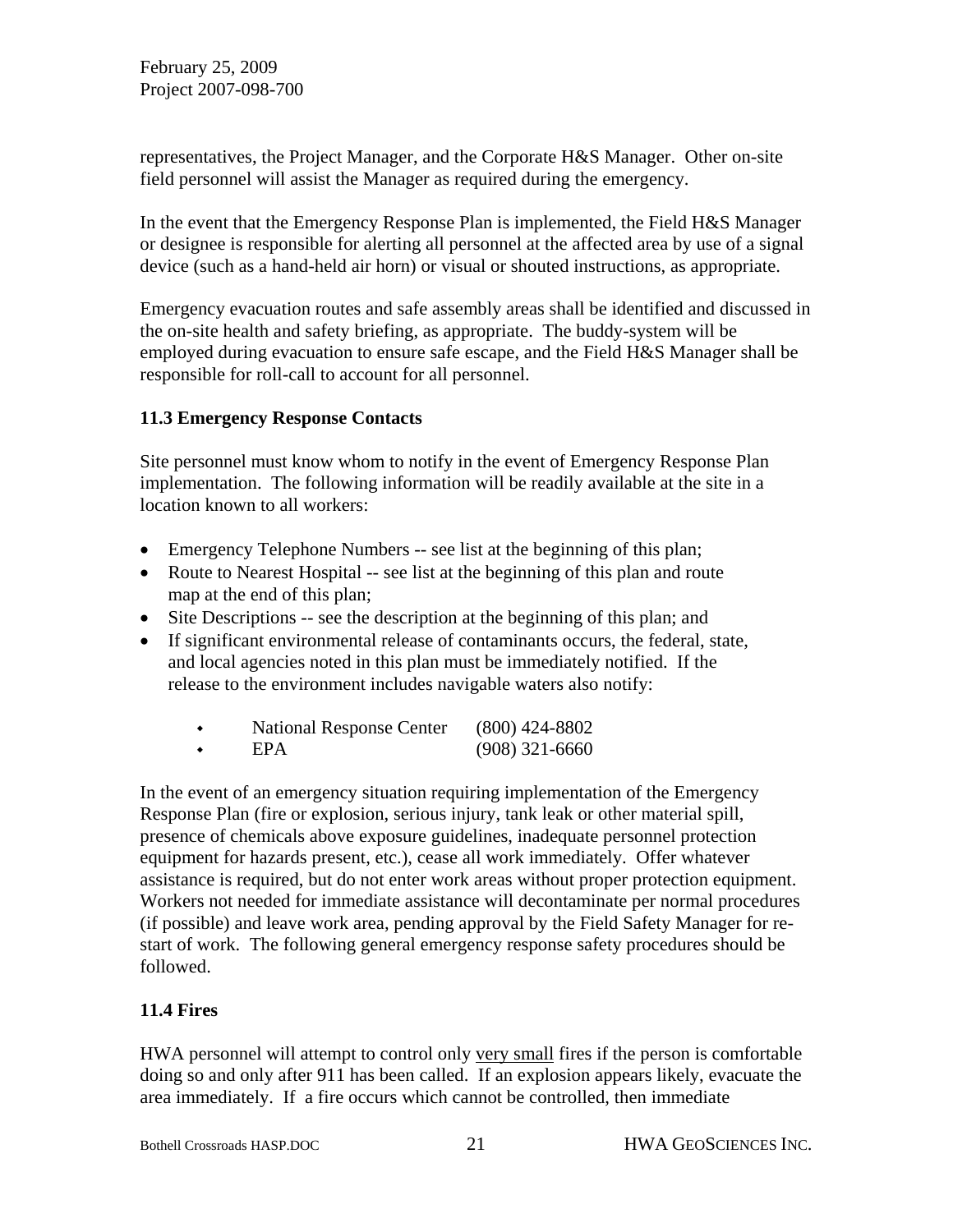representatives, the Project Manager, and the Corporate H&S Manager. Other on-site field personnel will assist the Manager as required during the emergency.

In the event that the Emergency Response Plan is implemented, the Field H&S Manager or designee is responsible for alerting all personnel at the affected area by use of a signal device (such as a hand-held air horn) or visual or shouted instructions, as appropriate.

Emergency evacuation routes and safe assembly areas shall be identified and discussed in the on-site health and safety briefing, as appropriate. The buddy-system will be employed during evacuation to ensure safe escape, and the Field H&S Manager shall be responsible for roll-call to account for all personnel.

### 11.3 Emergency Response Contacts

Site personnel must know whom to notify in the event of Emergency Response Plan implementation. The following information will be readily available at the site in a location known to all workers:

- Emergency Telephone Numbers -- see list at the beginning of this plan;
- Route to Nearest Hospital -- see list at the beginning of this plan and route map at the end of this plan;
- Site Descriptions -- see the description at the beginning of this plan; and
- If significant environmental release of contaminants occurs, the federal, state, and local agencies noted in this plan must be immediately notified. If the release to the environment includes navigable waters also notify:
    - National Response Center (800) 424-8802
    - EPA (908) 321-6660

In the event of an emergency situation requiring implementation of the Emergency Response Plan (fire or explosion, serious injury, tank leak or other material spill, presence of chemicals above exposure guidelines, inadequate personnel protection equipment for hazards present, etc.), cease all work immediately. Offer whatever assistance is required, but do not enter work areas without proper protection equipment. Workers not needed for immediate assistance will decontaminate per normal procedures (if possible) and leave work area, pending approval by the Field Safety Manager for re-start of work. The following general emergency response safety procedures should be followed.

### 11.4 Fires

HWA personnel will attempt to control only <u>very small</u> fires if the person is comfortable doing so and only after 911 has been called. If an explosion appears likely, evacuate the area immediately. If a fire occurs which cannot be controlled, then immediate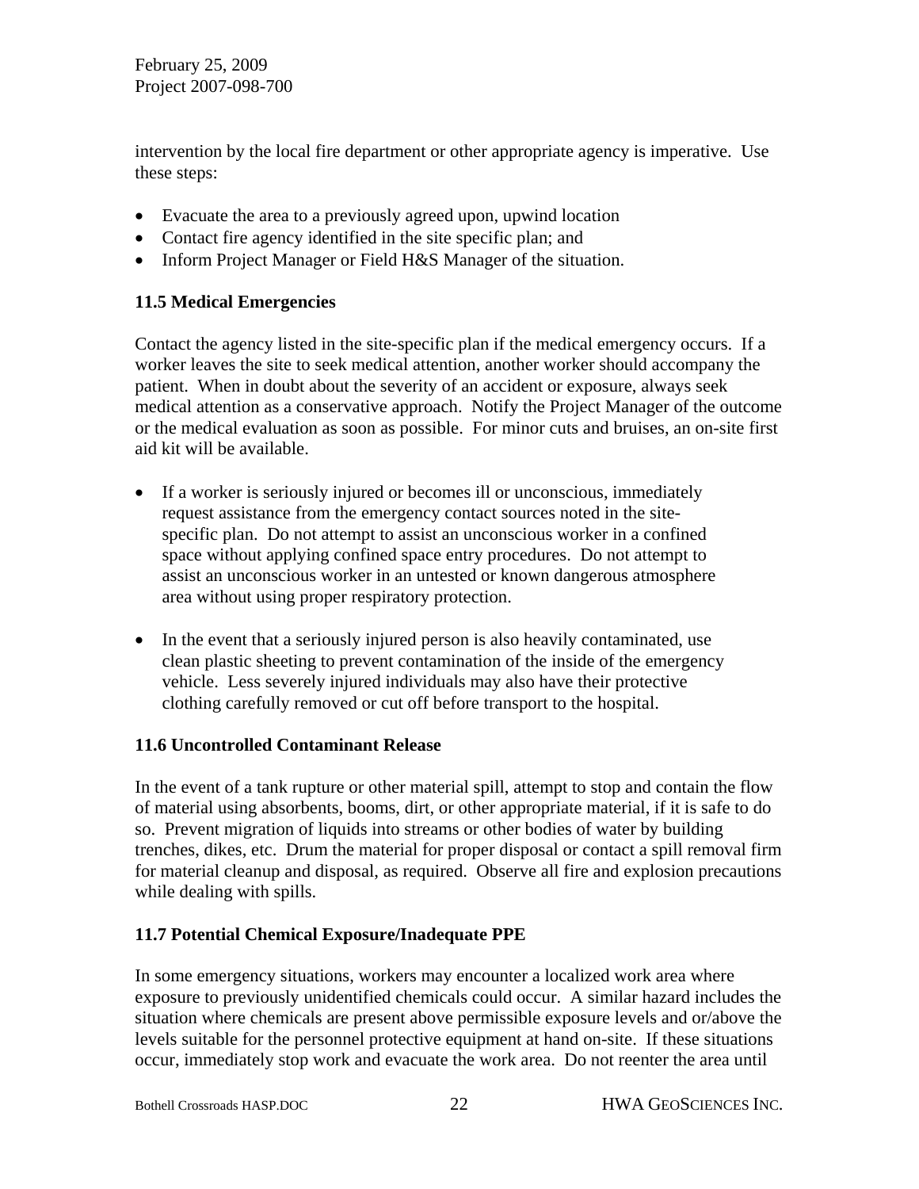intervention by the local fire department or other appropriate agency is imperative. Use these steps:

- Evacuate the area to a previously agreed upon, upwind location
- Contact fire agency identified in the site specific plan; and
- Inform Project Manager or Field H&S Manager of the situation.

### 11.5 Medical Emergencies

Contact the agency listed in the site-specific plan if the medical emergency occurs. If a worker leaves the site to seek medical attention, another worker should accompany the patient. When in doubt about the severity of an accident or exposure, always seek medical attention as a conservative approach. Notify the Project Manager of the outcome or the medical evaluation as soon as possible. For minor cuts and bruises, an on-site first aid kit will be available.

- If a worker is seriously injured or becomes ill or unconscious, immediately request assistance from the emergency contact sources noted in the site-specific plan. Do not attempt to assist an unconscious worker in a confined space without applying confined space entry procedures. Do not attempt to assist an unconscious worker in an untested or known dangerous atmosphere area without using proper respiratory protection.

- In the event that a seriously injured person is also heavily contaminated, use clean plastic sheeting to prevent contamination of the inside of the emergency vehicle. Less severely injured individuals may also have their protective clothing carefully removed or cut off before transport to the hospital.

### 11.6 Uncontrolled Contaminant Release

In the event of a tank rupture or other material spill, attempt to stop and contain the flow of material using absorbents, booms, dirt, or other appropriate material, if it is safe to do so. Prevent migration of liquids into streams or other bodies of water by building trenches, dikes, etc. Drum the material for proper disposal or contact a spill removal firm for material cleanup and disposal, as required. Observe all fire and explosion precautions while dealing with spills.

### 11.7 Potential Chemical Exposure/Inadequate PPE

In some emergency situations, workers may encounter a localized work area where exposure to previously unidentified chemicals could occur. A similar hazard includes the situation where chemicals are present above permissible exposure levels and or/above the levels suitable for the personnel protective equipment at hand on-site. If these situations occur, immediately stop work and evacuate the work area. Do not reenter the area until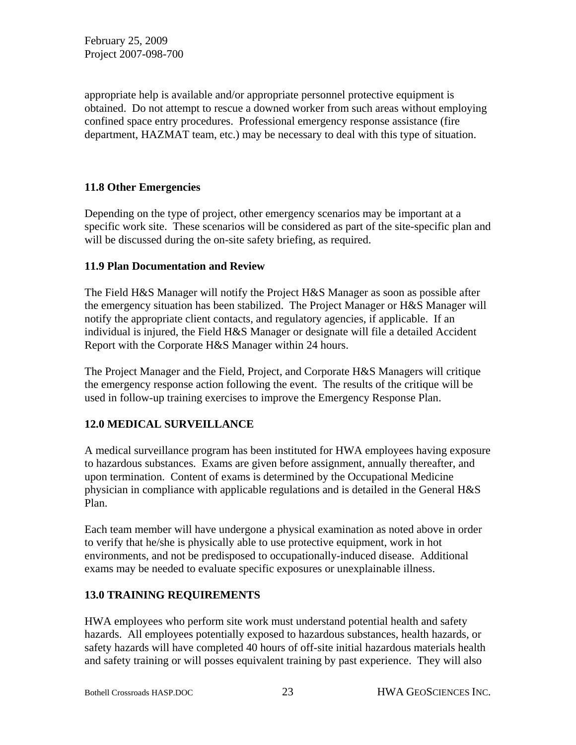appropriate help is available and/or appropriate personnel protective equipment is obtained. Do not attempt to rescue a downed worker from such areas without employing confined space entry procedures. Professional emergency response assistance (fire department, HAZMAT team, etc.) may be necessary to deal with this type of situation.

### 11.8 Other Emergencies

Depending on the type of project, other emergency scenarios may be important at a specific work site. These scenarios will be considered as part of the site-specific plan and will be discussed during the on-site safety briefing, as required.

### 11.9 Plan Documentation and Review

The Field H&S Manager will notify the Project H&S Manager as soon as possible after the emergency situation has been stabilized. The Project Manager or H&S Manager will notify the appropriate client contacts, and regulatory agencies, if applicable. If an individual is injured, the Field H&S Manager or designate will file a detailed Accident Report with the Corporate H&S Manager within 24 hours.

The Project Manager and the Field, Project, and Corporate H&S Managers will critique the emergency response action following the event. The results of the critique will be used in follow-up training exercises to improve the Emergency Response Plan.

## 12.0 MEDICAL SURVEILLANCE

A medical surveillance program has been instituted for HWA employees having exposure to hazardous substances. Exams are given before assignment, annually thereafter, and upon termination. Content of exams is determined by the Occupational Medicine physician in compliance with applicable regulations and is detailed in the General H&S Plan.

Each team member will have undergone a physical examination as noted above in order to verify that he/she is physically able to use protective equipment, work in hot environments, and not be predisposed to occupationally-induced disease. Additional exams may be needed to evaluate specific exposures or unexplainable illness.

## 13.0 TRAINING REQUIREMENTS

HWA employees who perform site work must understand potential health and safety hazards. All employees potentially exposed to hazardous substances, health hazards, or safety hazards will have completed 40 hours of off-site initial hazardous materials health and safety training or will posses equivalent training by past experience. They will also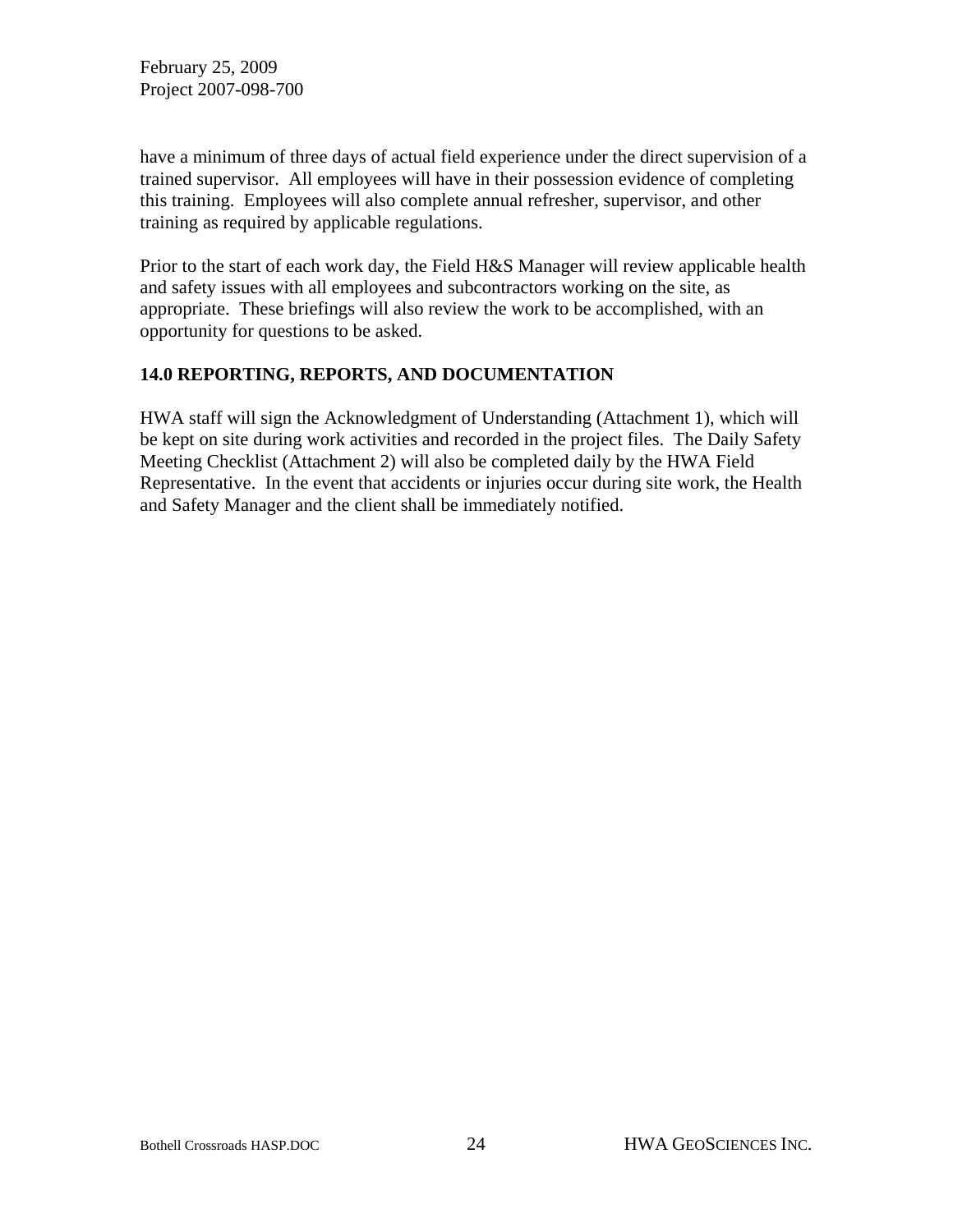have a minimum of three days of actual field experience under the direct supervision of a trained supervisor. All employees will have in their possession evidence of completing this training. Employees will also complete annual refresher, supervisor, and other training as required by applicable regulations.

Prior to the start of each work day, the Field H&S Manager will review applicable health and safety issues with all employees and subcontractors working on the site, as appropriate. These briefings will also review the work to be accomplished, with an opportunity for questions to be asked.

## 14.0 REPORTING, REPORTS, AND DOCUMENTATION

HWA staff will sign the Acknowledgment of Understanding (Attachment 1), which will be kept on site during work activities and recorded in the project files. The Daily Safety Meeting Checklist (Attachment 2) will also be completed daily by the HWA Field Representative. In the event that accidents or injuries occur during site work, the Health and Safety Manager and the client shall be immediately notified.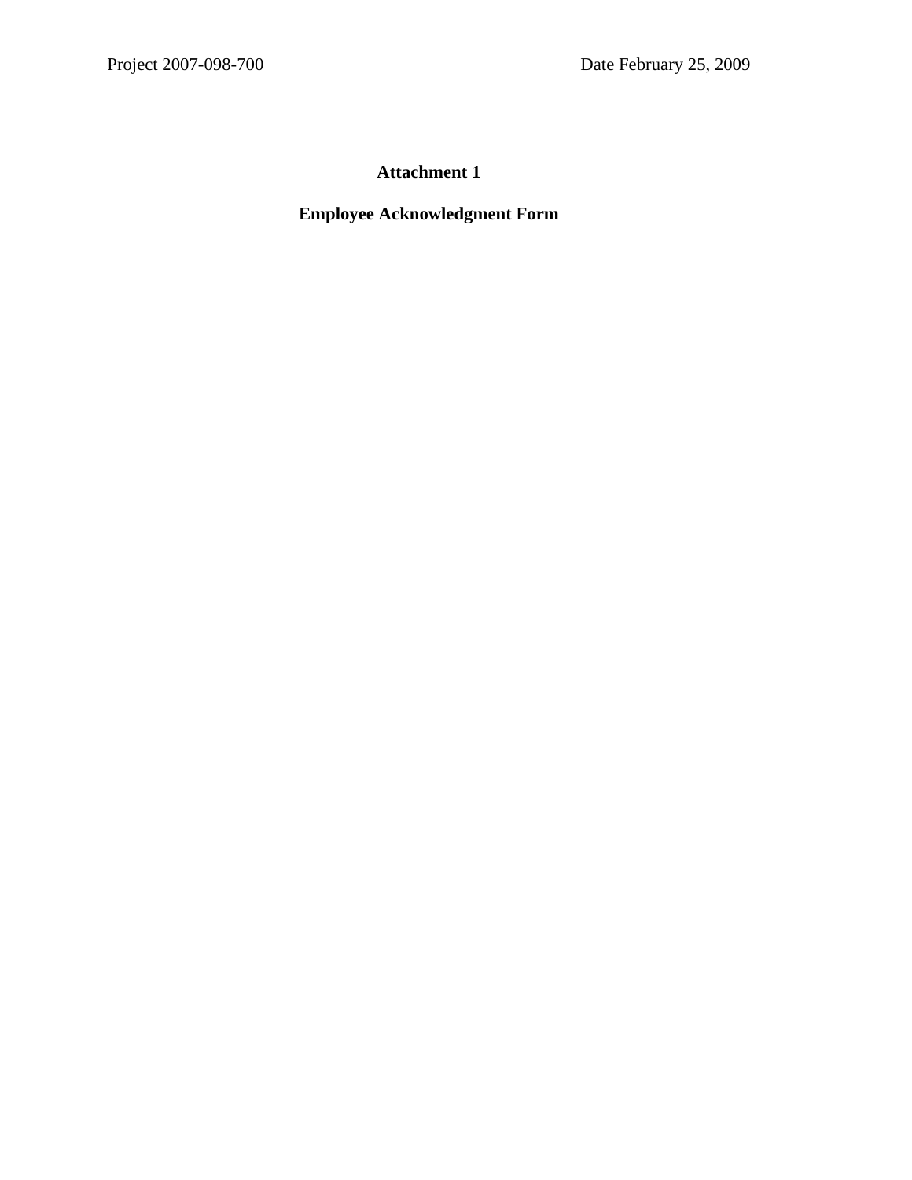# Attachment 1

## Employee Acknowledgment Form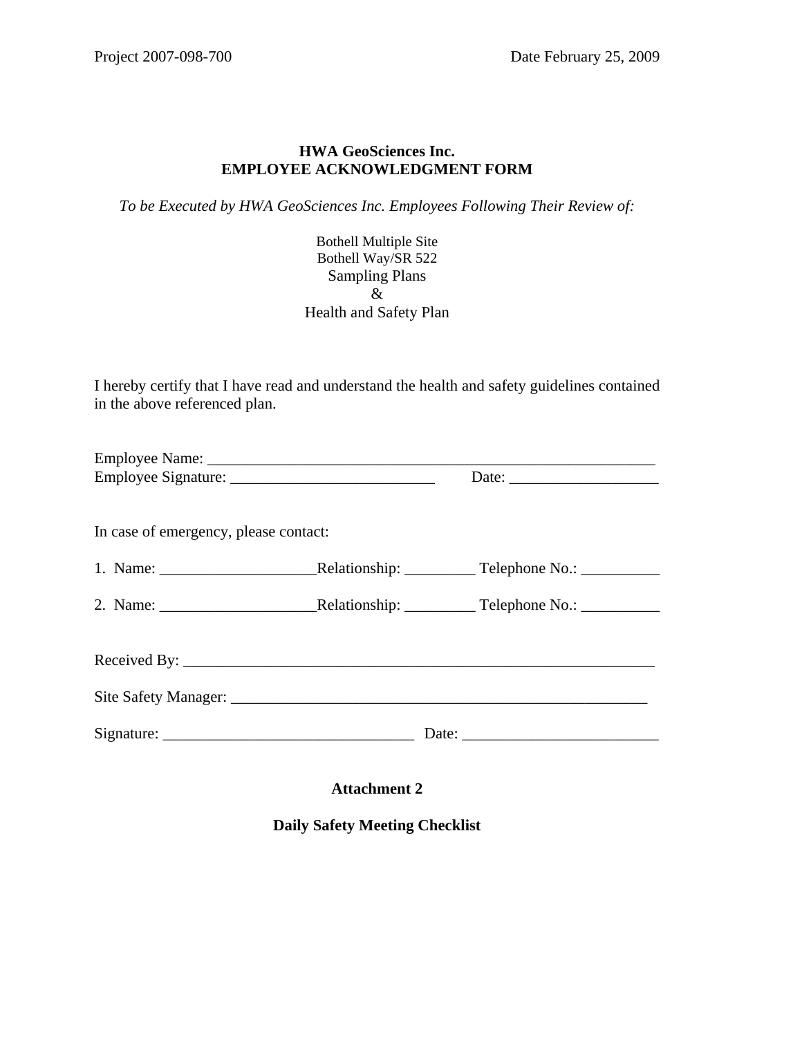Project 2007-098-700 Date February 25, 2009

**HWA GeoSciences Inc.**
**EMPLOYEE ACKNOWLEDGMENT FORM**

*To be Executed by HWA GeoSciences Inc. Employees Following Their Review of:*

Bothell Multiple Site
Bothell Way/SR 522
Sampling Plans
&
Health and Safety Plan

I hereby certify that I have read and understand the health and safety guidelines contained in the above referenced plan.

Employee Name: ____________________________________________________________
Employee Signature: ___________________________ Date: ___________________

In case of emergency, please contact:

1. Name: ____________________Relationship: _________ Telephone No.: __________

2. Name: ____________________Relationship: _________ Telephone No.: __________

Received By: ______________________________________________________________

Site Safety Manager: ________________________________________________________

Signature: ________________________________ Date: _________________________

**Attachment 2**

**Daily Safety Meeting Checklist**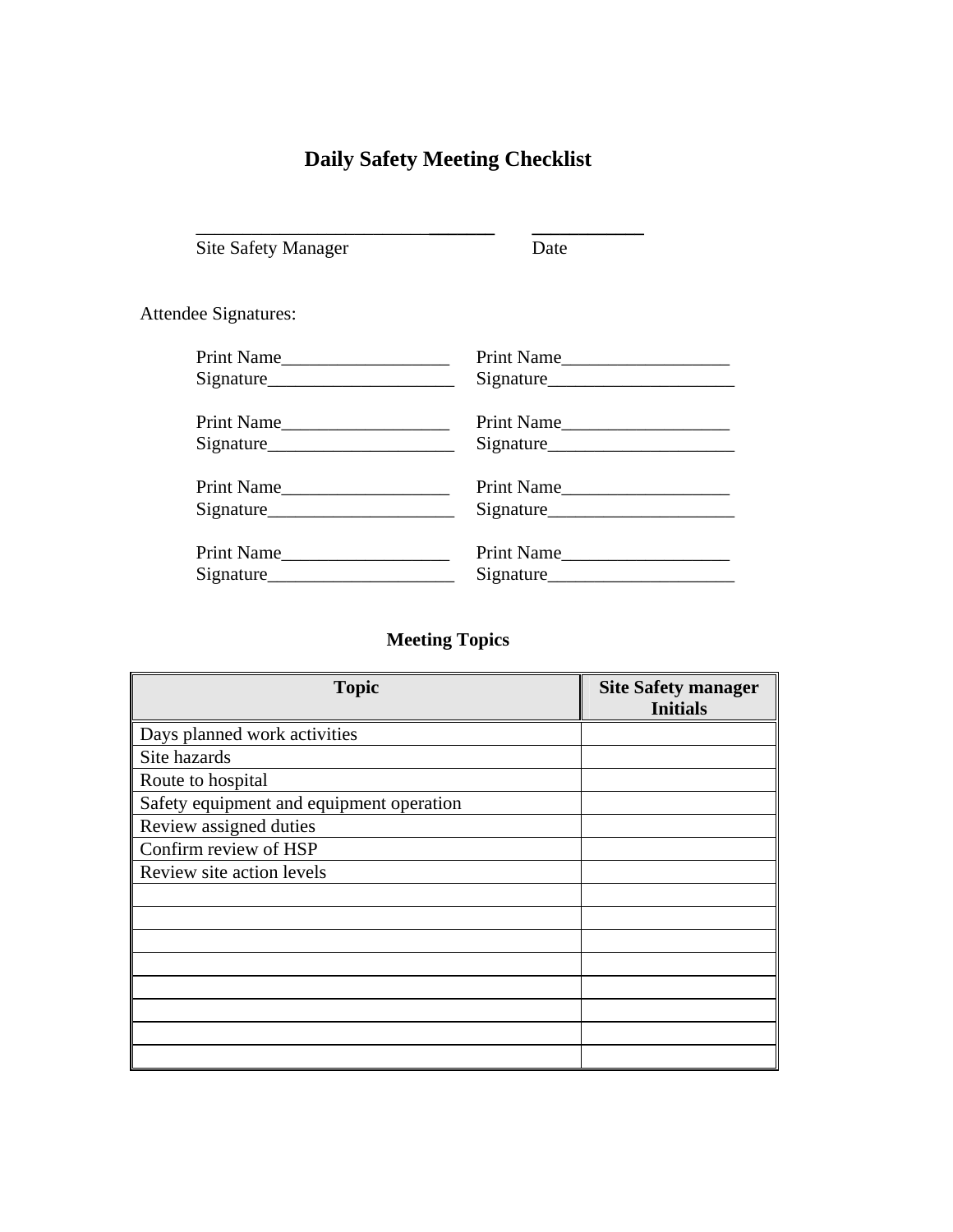# Daily Safety Meeting Checklist

________________________________ ____________

Site Safety Manager Date

Attendee Signatures:

Print Name__________________ Print Name__________________
Signature____________________ Signature____________________

Print Name__________________ Print Name__________________
Signature____________________ Signature____________________

Print Name__________________ Print Name__________________
Signature____________________ Signature____________________

Print Name__________________ Print Name__________________
Signature____________________ Signature____________________

## Meeting Topics

| Topic | Site Safety manager Initials |
|---|---|
| Days planned work activities | |
| Site hazards | |
| Route to hospital | |
| Safety equipment and equipment operation | |
| Review assigned duties | |
| Confirm review of HSP | |
| Review site action levels | |
| | |
| | |
| | |
| | |
| | |
| | |
| | |
| | |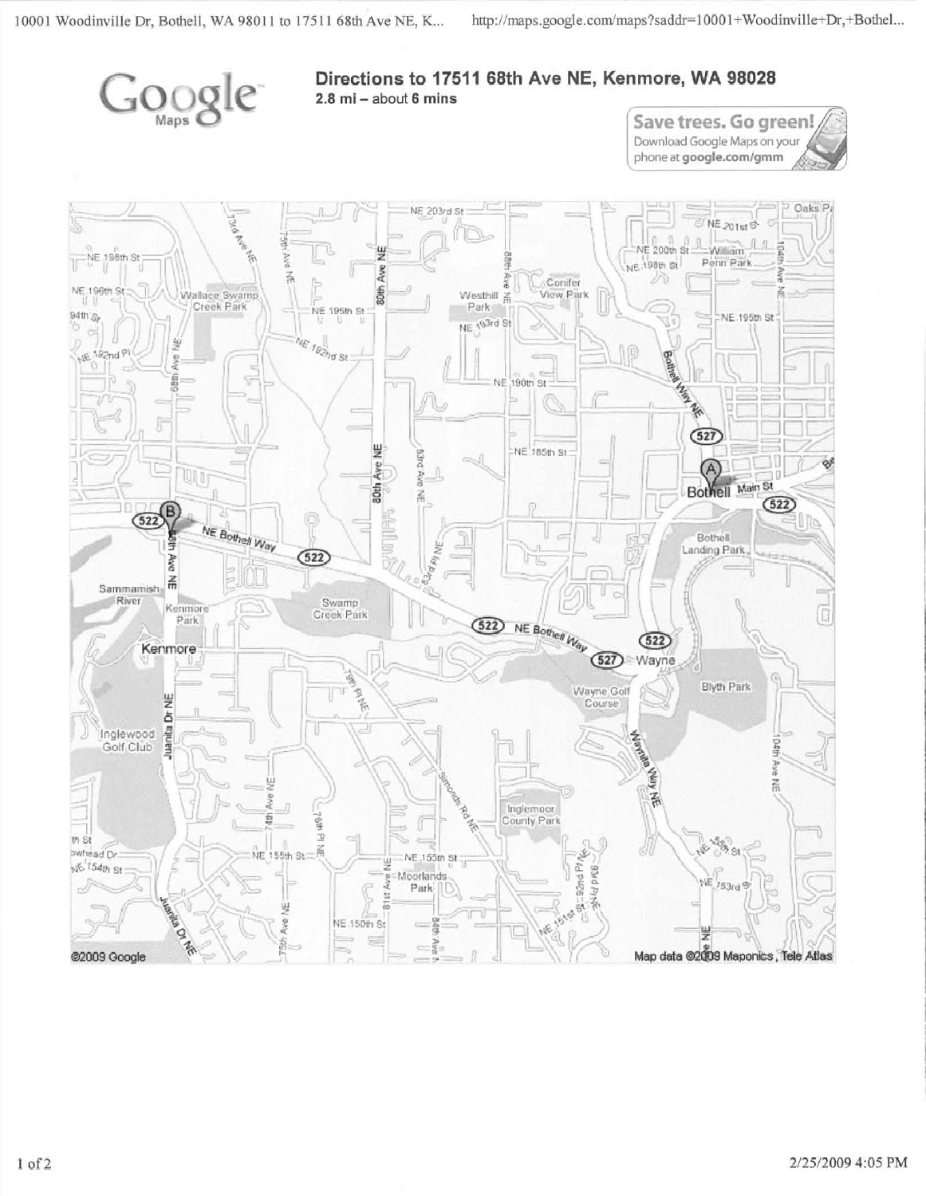# Directions to 17511 68th Ave NE, Kenmore, WA 98028

**2.8 mi – about 6 mins**

**Save trees. Go green!**
Download Google Maps on your phone at **google.com/gmm**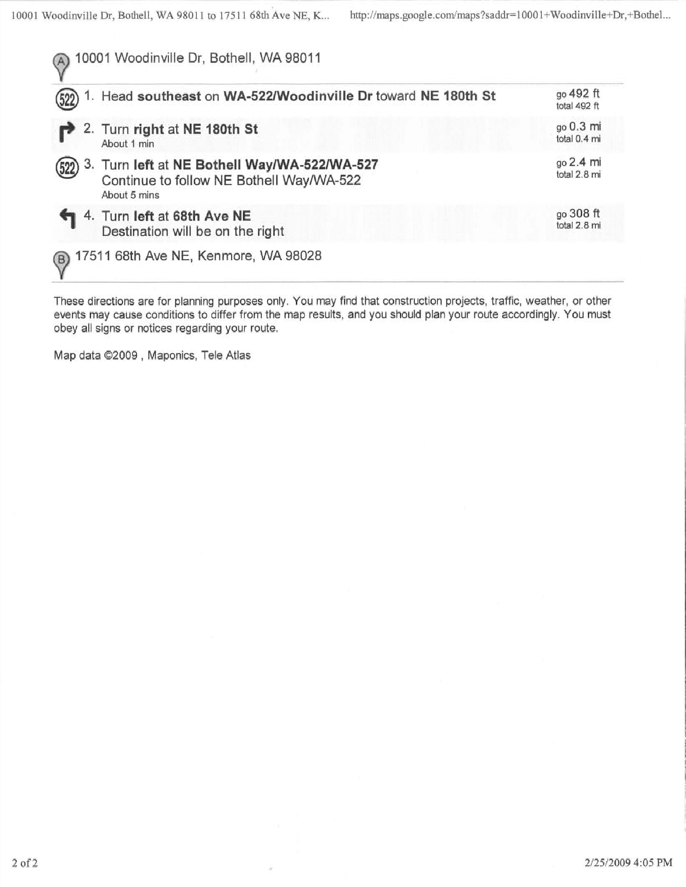A 10001 Woodinville Dr, Bothell, WA 98011

| | | |
|---|---|---|
| 522 | 1. Head **southeast** on **WA-522/Woodinville Dr** toward **NE 180th St** | go 492 ft<br>total 492 ft |
| ↱ | 2. Turn **right** at **NE 180th St**<br>About 1 min | go 0.3 mi<br>total 0.4 mi |
| 522 | 3. Turn **left** at **NE Bothell Way/WA-522/WA-527**<br>Continue to follow NE Bothell Way/WA-522<br>About 5 mins | go 2.4 mi<br>total 2.8 mi |
| ↰ | 4. Turn **left** at **68th Ave NE**<br>Destination will be on the right | go 308 ft<br>total 2.8 mi |

B 17511 68th Ave NE, Kenmore, WA 98028

These directions are for planning purposes only. You may find that construction projects, traffic, weather, or other events may cause conditions to differ from the map results, and you should plan your route accordingly. You must obey all signs or notices regarding your route.

Map data ©2009 , Maponics, Tele Atlas